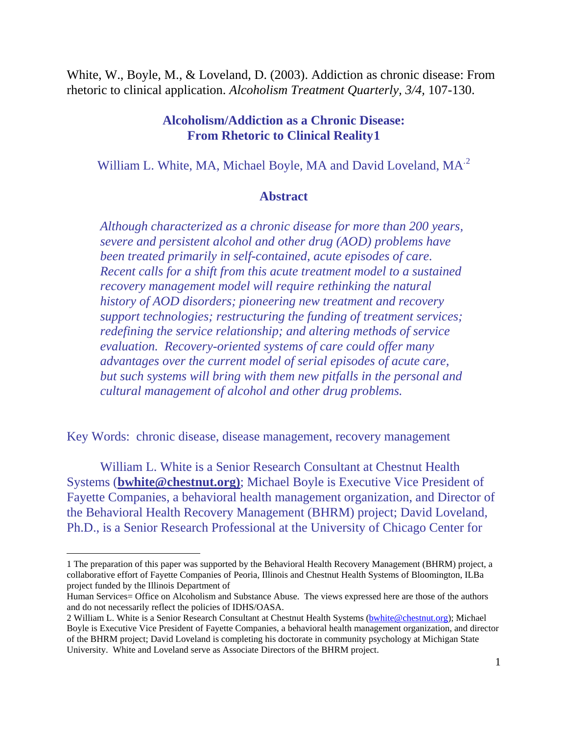White, W., Boyle, M., & Loveland, D. (2003). Addiction as chronic disease: From rhetoric to clinical application. *Alcoholism Treatment Quarterly, 3/4,* 107-130.

# Alcoholism/Addiction as a Chronic Disease: From Rhetoric to Clinical Reality[1]

William L. White, MA, Michael Boyle, MA and David Loveland, MA[2]

## Abstract

*Although characterized as a chronic disease for more than 200 years, severe and persistent alcohol and other drug (AOD) problems have been treated primarily in self-contained, acute episodes of care. Recent calls for a shift from this acute treatment model to a sustained recovery management model will require rethinking the natural history of AOD disorders; pioneering new treatment and recovery support technologies; restructuring the funding of treatment services; redefining the service relationship; and altering methods of service evaluation. Recovery-oriented systems of care could offer many advantages over the current model of serial episodes of acute care, but such systems will bring with them new pitfalls in the personal and cultural management of alcohol and other drug problems.*

Key Words: chronic disease, disease management, recovery management

William L. White is a Senior Research Consultant at Chestnut Health Systems (**bwhite@chestnut.org)**; Michael Boyle is Executive Vice President of Fayette Companies, a behavioral health management organization, and Director of the Behavioral Health Recovery Management (BHRM) project; David Loveland, Ph.D., is a Senior Research Professional at the University of Chicago Center for

---

1 The preparation of this paper was supported by the Behavioral Health Recovery Management (BHRM) project, a collaborative effort of Fayette Companies of Peoria, Illinois and Chestnut Health Systems of Bloomington, ILBa project funded by the Illinois Department of
Human Services= Office on Alcoholism and Substance Abuse. The views expressed here are those of the authors and do not necessarily reflect the policies of IDHS/OASA.

2 William L. White is a Senior Research Consultant at Chestnut Health Systems (bwhite@chestnut.org); Michael Boyle is Executive Vice President of Fayette Companies, a behavioral health management organization, and director of the BHRM project; David Loveland is completing his doctorate in community psychology at Michigan State University. White and Loveland serve as Associate Directors of the BHRM project.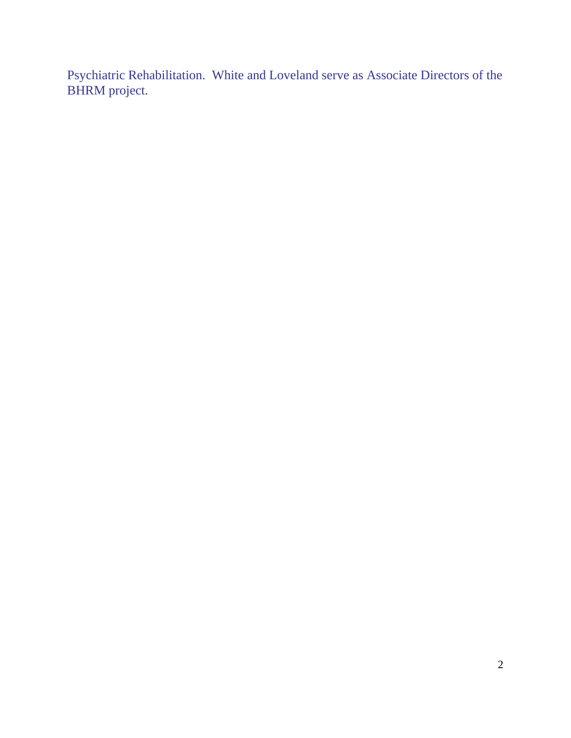Psychiatric Rehabilitation. White and Loveland serve as Associate Directors of the BHRM project.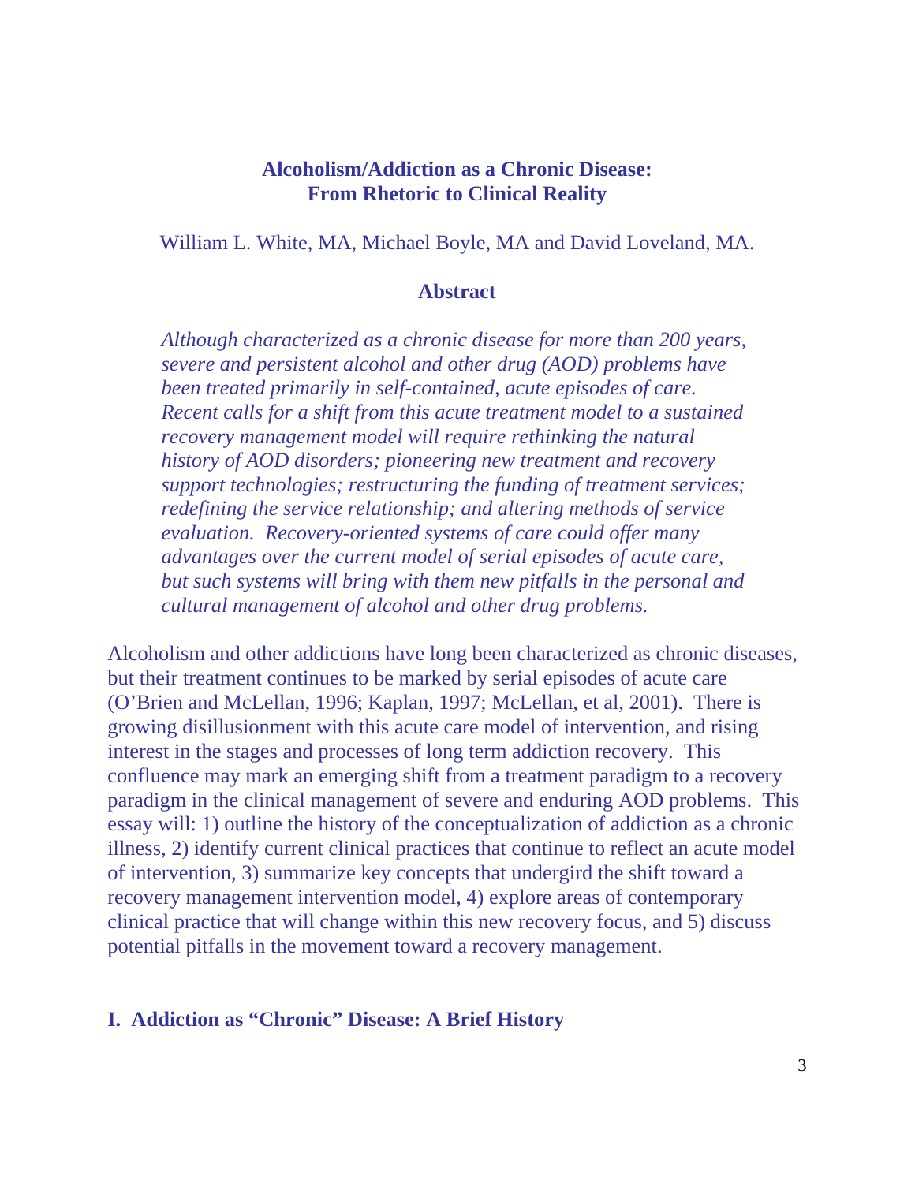# Alcoholism/Addiction as a Chronic Disease: From Rhetoric to Clinical Reality

William L. White, MA, Michael Boyle, MA and David Loveland, MA.

## Abstract

*Although characterized as a chronic disease for more than 200 years, severe and persistent alcohol and other drug (AOD) problems have been treated primarily in self-contained, acute episodes of care. Recent calls for a shift from this acute treatment model to a sustained recovery management model will require rethinking the natural history of AOD disorders; pioneering new treatment and recovery support technologies; restructuring the funding of treatment services; redefining the service relationship; and altering methods of service evaluation. Recovery-oriented systems of care could offer many advantages over the current model of serial episodes of acute care, but such systems will bring with them new pitfalls in the personal and cultural management of alcohol and other drug problems.*

Alcoholism and other addictions have long been characterized as chronic diseases, but their treatment continues to be marked by serial episodes of acute care (O'Brien and McLellan, 1996; Kaplan, 1997; McLellan, et al, 2001). There is growing disillusionment with this acute care model of intervention, and rising interest in the stages and processes of long term addiction recovery. This confluence may mark an emerging shift from a treatment paradigm to a recovery paradigm in the clinical management of severe and enduring AOD problems. This essay will: 1) outline the history of the conceptualization of addiction as a chronic illness, 2) identify current clinical practices that continue to reflect an acute model of intervention, 3) summarize key concepts that undergird the shift toward a recovery management intervention model, 4) explore areas of contemporary clinical practice that will change within this new recovery focus, and 5) discuss potential pitfalls in the movement toward a recovery management.

## I. Addiction as "Chronic" Disease: A Brief History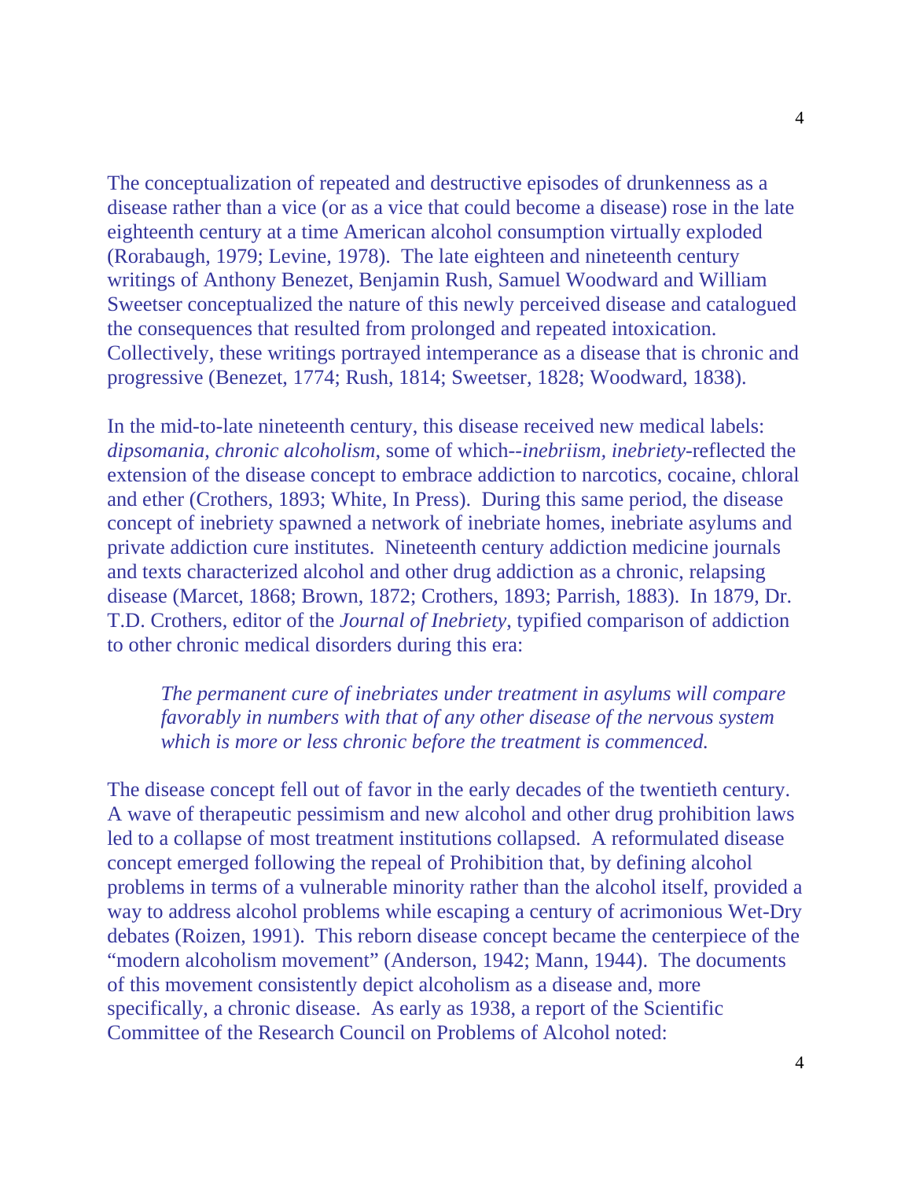The conceptualization of repeated and destructive episodes of drunkenness as a disease rather than a vice (or as a vice that could become a disease) rose in the late eighteenth century at a time American alcohol consumption virtually exploded (Rorabaugh, 1979; Levine, 1978). The late eighteen and nineteenth century writings of Anthony Benezet, Benjamin Rush, Samuel Woodward and William Sweetser conceptualized the nature of this newly perceived disease and catalogued the consequences that resulted from prolonged and repeated intoxication. Collectively, these writings portrayed intemperance as a disease that is chronic and progressive (Benezet, 1774; Rush, 1814; Sweetser, 1828; Woodward, 1838).

In the mid-to-late nineteenth century, this disease received new medical labels: *dipsomania*, *chronic alcoholism*, some of which--*inebriism, inebriety*-reflected the extension of the disease concept to embrace addiction to narcotics, cocaine, chloral and ether (Crothers, 1893; White, In Press). During this same period, the disease concept of inebriety spawned a network of inebriate homes, inebriate asylums and private addiction cure institutes. Nineteenth century addiction medicine journals and texts characterized alcohol and other drug addiction as a chronic, relapsing disease (Marcet, 1868; Brown, 1872; Crothers, 1893; Parrish, 1883). In 1879, Dr. T.D. Crothers, editor of the *Journal of Inebriety*, typified comparison of addiction to other chronic medical disorders during this era:

> *The permanent cure of inebriates under treatment in asylums will compare favorably in numbers with that of any other disease of the nervous system which is more or less chronic before the treatment is commenced.*

The disease concept fell out of favor in the early decades of the twentieth century. A wave of therapeutic pessimism and new alcohol and other drug prohibition laws led to a collapse of most treatment institutions collapsed. A reformulated disease concept emerged following the repeal of Prohibition that, by defining alcohol problems in terms of a vulnerable minority rather than the alcohol itself, provided a way to address alcohol problems while escaping a century of acrimonious Wet-Dry debates (Roizen, 1991). This reborn disease concept became the centerpiece of the "modern alcoholism movement" (Anderson, 1942; Mann, 1944). The documents of this movement consistently depict alcoholism as a disease and, more specifically, a chronic disease. As early as 1938, a report of the Scientific Committee of the Research Council on Problems of Alcohol noted: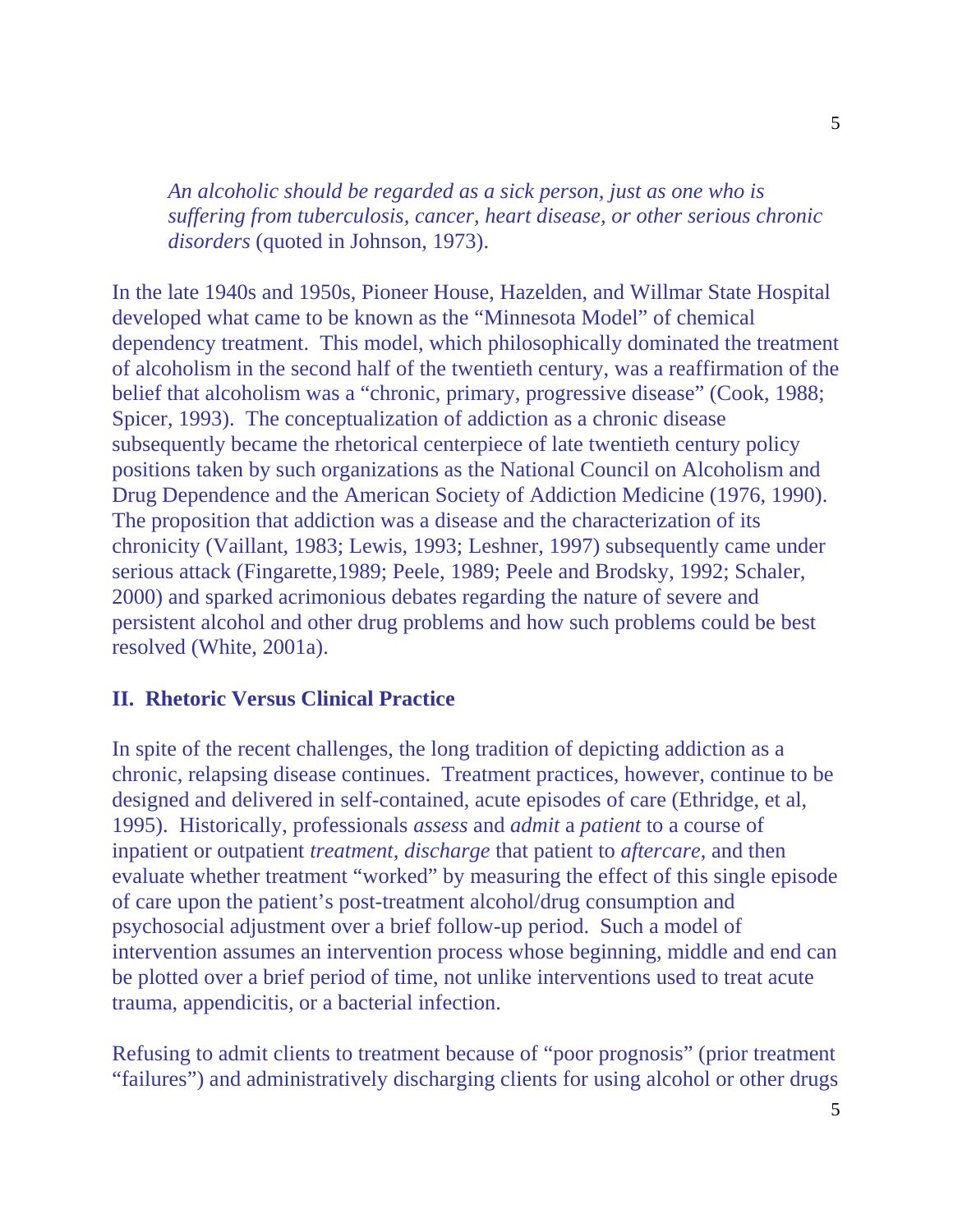> *An alcoholic should be regarded as a sick person, just as one who is suffering from tuberculosis, cancer, heart disease, or other serious chronic disorders* (quoted in Johnson, 1973).

In the late 1940s and 1950s, Pioneer House, Hazelden, and Willmar State Hospital developed what came to be known as the "Minnesota Model" of chemical dependency treatment. This model, which philosophically dominated the treatment of alcoholism in the second half of the twentieth century, was a reaffirmation of the belief that alcoholism was a "chronic, primary, progressive disease" (Cook, 1988; Spicer, 1993). The conceptualization of addiction as a chronic disease subsequently became the rhetorical centerpiece of late twentieth century policy positions taken by such organizations as the National Council on Alcoholism and Drug Dependence and the American Society of Addiction Medicine (1976, 1990). The proposition that addiction was a disease and the characterization of its chronicity (Vaillant, 1983; Lewis, 1993; Leshner, 1997) subsequently came under serious attack (Fingarette,1989; Peele, 1989; Peele and Brodsky, 1992; Schaler, 2000) and sparked acrimonious debates regarding the nature of severe and persistent alcohol and other drug problems and how such problems could be best resolved (White, 2001a).

## II. Rhetoric Versus Clinical Practice

In spite of the recent challenges, the long tradition of depicting addiction as a chronic, relapsing disease continues. Treatment practices, however, continue to be designed and delivered in self-contained, acute episodes of care (Ethridge, et al, 1995). Historically, professionals *assess* and *admit* a *patient* to a course of inpatient or outpatient *treatment*, *discharge* that patient to *aftercare*, and then evaluate whether treatment "worked" by measuring the effect of this single episode of care upon the patient's post-treatment alcohol/drug consumption and psychosocial adjustment over a brief follow-up period. Such a model of intervention assumes an intervention process whose beginning, middle and end can be plotted over a brief period of time, not unlike interventions used to treat acute trauma, appendicitis, or a bacterial infection.

Refusing to admit clients to treatment because of "poor prognosis" (prior treatment "failures") and administratively discharging clients for using alcohol or other drugs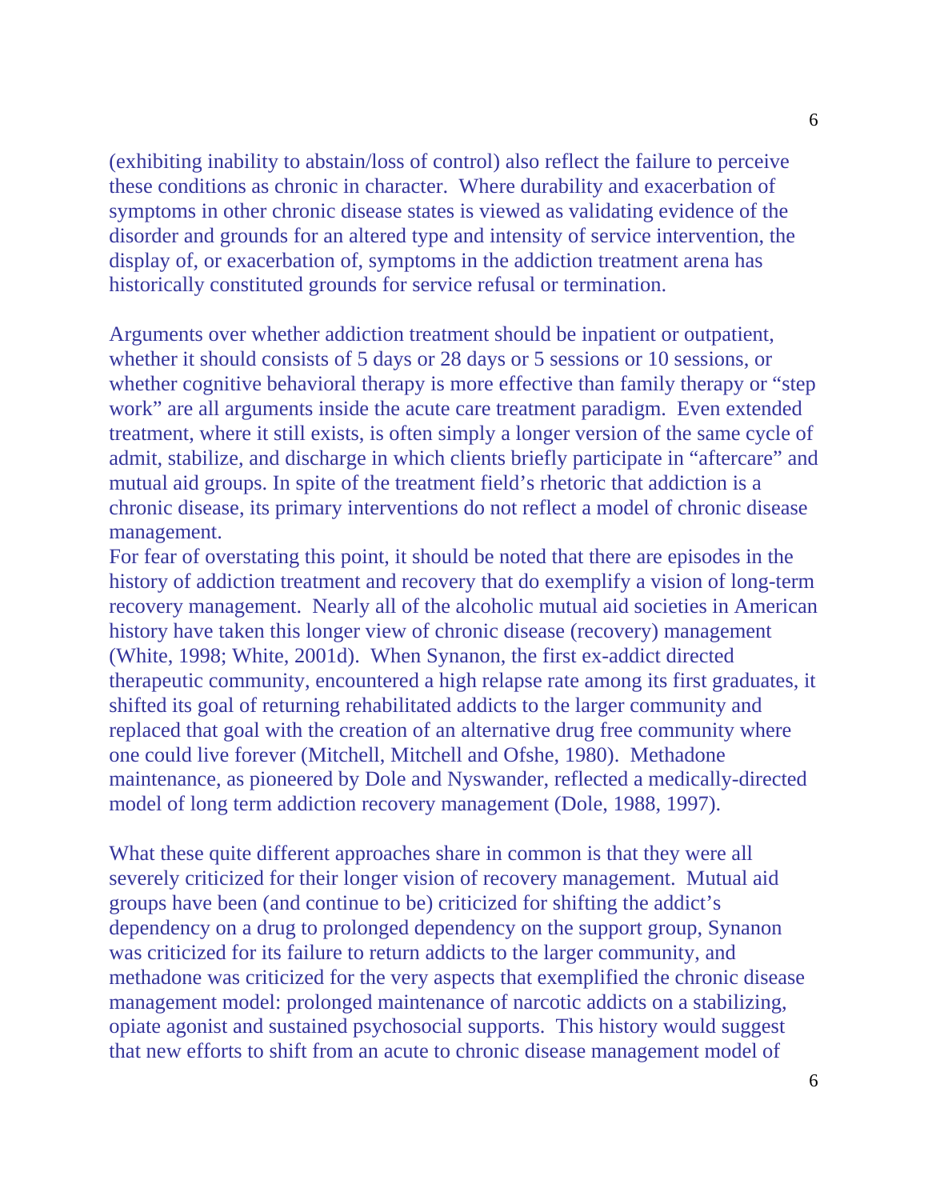(exhibiting inability to abstain/loss of control) also reflect the failure to perceive these conditions as chronic in character. Where durability and exacerbation of symptoms in other chronic disease states is viewed as validating evidence of the disorder and grounds for an altered type and intensity of service intervention, the display of, or exacerbation of, symptoms in the addiction treatment arena has historically constituted grounds for service refusal or termination.

Arguments over whether addiction treatment should be inpatient or outpatient, whether it should consists of 5 days or 28 days or 5 sessions or 10 sessions, or whether cognitive behavioral therapy is more effective than family therapy or "step work" are all arguments inside the acute care treatment paradigm. Even extended treatment, where it still exists, is often simply a longer version of the same cycle of admit, stabilize, and discharge in which clients briefly participate in "aftercare" and mutual aid groups. In spite of the treatment field's rhetoric that addiction is a chronic disease, its primary interventions do not reflect a model of chronic disease management.

For fear of overstating this point, it should be noted that there are episodes in the history of addiction treatment and recovery that do exemplify a vision of long-term recovery management. Nearly all of the alcoholic mutual aid societies in American history have taken this longer view of chronic disease (recovery) management (White, 1998; White, 2001d). When Synanon, the first ex-addict directed therapeutic community, encountered a high relapse rate among its first graduates, it shifted its goal of returning rehabilitated addicts to the larger community and replaced that goal with the creation of an alternative drug free community where one could live forever (Mitchell, Mitchell and Ofshe, 1980). Methadone maintenance, as pioneered by Dole and Nyswander, reflected a medically-directed model of long term addiction recovery management (Dole, 1988, 1997).

What these quite different approaches share in common is that they were all severely criticized for their longer vision of recovery management. Mutual aid groups have been (and continue to be) criticized for shifting the addict's dependency on a drug to prolonged dependency on the support group, Synanon was criticized for its failure to return addicts to the larger community, and methadone was criticized for the very aspects that exemplified the chronic disease management model: prolonged maintenance of narcotic addicts on a stabilizing, opiate agonist and sustained psychosocial supports. This history would suggest that new efforts to shift from an acute to chronic disease management model of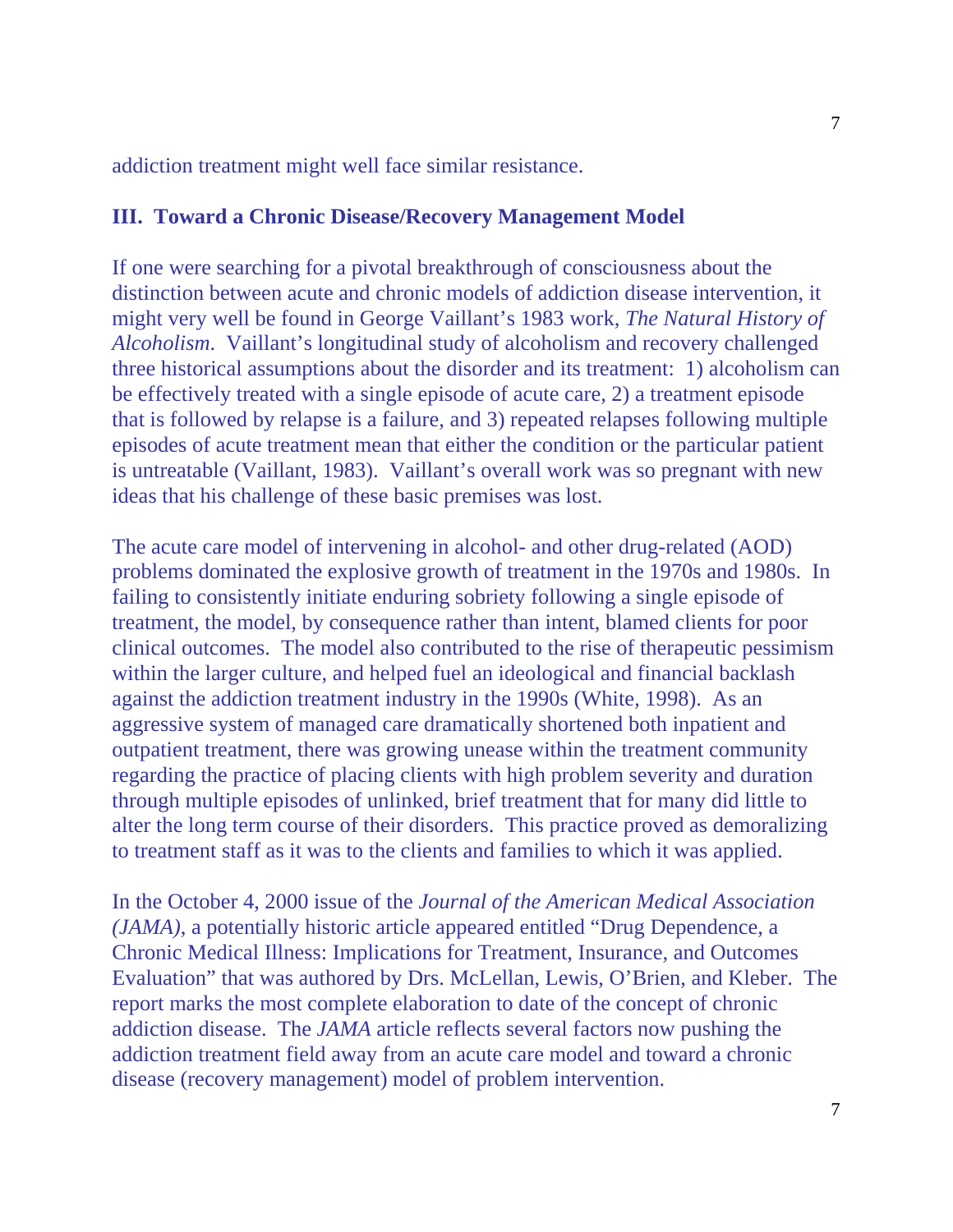addiction treatment might well face similar resistance.

## III. Toward a Chronic Disease/Recovery Management Model

If one were searching for a pivotal breakthrough of consciousness about the distinction between acute and chronic models of addiction disease intervention, it might very well be found in George Vaillant's 1983 work, *The Natural History of Alcoholism*. Vaillant's longitudinal study of alcoholism and recovery challenged three historical assumptions about the disorder and its treatment: 1) alcoholism can be effectively treated with a single episode of acute care, 2) a treatment episode that is followed by relapse is a failure, and 3) repeated relapses following multiple episodes of acute treatment mean that either the condition or the particular patient is untreatable (Vaillant, 1983). Vaillant's overall work was so pregnant with new ideas that his challenge of these basic premises was lost.

The acute care model of intervening in alcohol- and other drug-related (AOD) problems dominated the explosive growth of treatment in the 1970s and 1980s. In failing to consistently initiate enduring sobriety following a single episode of treatment, the model, by consequence rather than intent, blamed clients for poor clinical outcomes. The model also contributed to the rise of therapeutic pessimism within the larger culture, and helped fuel an ideological and financial backlash against the addiction treatment industry in the 1990s (White, 1998). As an aggressive system of managed care dramatically shortened both inpatient and outpatient treatment, there was growing unease within the treatment community regarding the practice of placing clients with high problem severity and duration through multiple episodes of unlinked, brief treatment that for many did little to alter the long term course of their disorders. This practice proved as demoralizing to treatment staff as it was to the clients and families to which it was applied.

In the October 4, 2000 issue of the *Journal of the American Medical Association (JAMA)*, a potentially historic article appeared entitled "Drug Dependence, a Chronic Medical Illness: Implications for Treatment, Insurance, and Outcomes Evaluation" that was authored by Drs. McLellan, Lewis, O'Brien, and Kleber. The report marks the most complete elaboration to date of the concept of chronic addiction disease. The *JAMA* article reflects several factors now pushing the addiction treatment field away from an acute care model and toward a chronic disease (recovery management) model of problem intervention.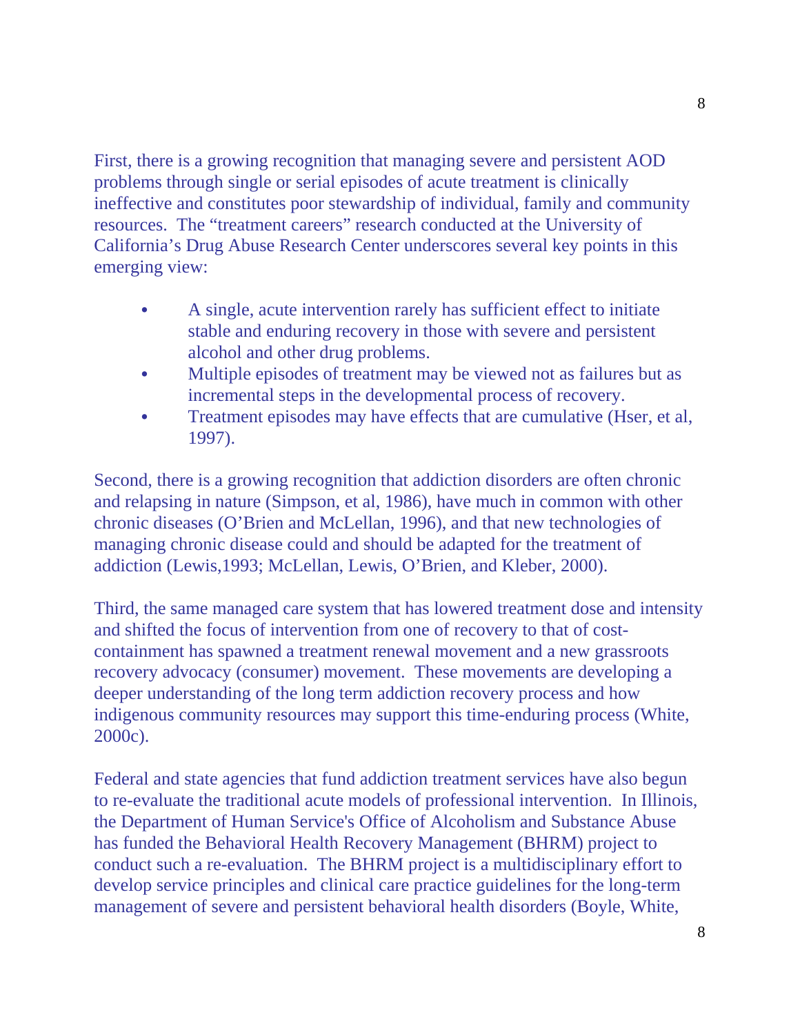First, there is a growing recognition that managing severe and persistent AOD problems through single or serial episodes of acute treatment is clinically ineffective and constitutes poor stewardship of individual, family and community resources. The "treatment careers" research conducted at the University of California's Drug Abuse Research Center underscores several key points in this emerging view:

- A single, acute intervention rarely has sufficient effect to initiate stable and enduring recovery in those with severe and persistent alcohol and other drug problems.
- Multiple episodes of treatment may be viewed not as failures but as incremental steps in the developmental process of recovery.
- Treatment episodes may have effects that are cumulative (Hser, et al, 1997).

Second, there is a growing recognition that addiction disorders are often chronic and relapsing in nature (Simpson, et al, 1986), have much in common with other chronic diseases (O'Brien and McLellan, 1996), and that new technologies of managing chronic disease could and should be adapted for the treatment of addiction (Lewis,1993; McLellan, Lewis, O'Brien, and Kleber, 2000).

Third, the same managed care system that has lowered treatment dose and intensity and shifted the focus of intervention from one of recovery to that of cost-containment has spawned a treatment renewal movement and a new grassroots recovery advocacy (consumer) movement. These movements are developing a deeper understanding of the long term addiction recovery process and how indigenous community resources may support this time-enduring process (White, 2000c).

Federal and state agencies that fund addiction treatment services have also begun to re-evaluate the traditional acute models of professional intervention. In Illinois, the Department of Human Service's Office of Alcoholism and Substance Abuse has funded the Behavioral Health Recovery Management (BHRM) project to conduct such a re-evaluation. The BHRM project is a multidisciplinary effort to develop service principles and clinical care practice guidelines for the long-term management of severe and persistent behavioral health disorders (Boyle, White,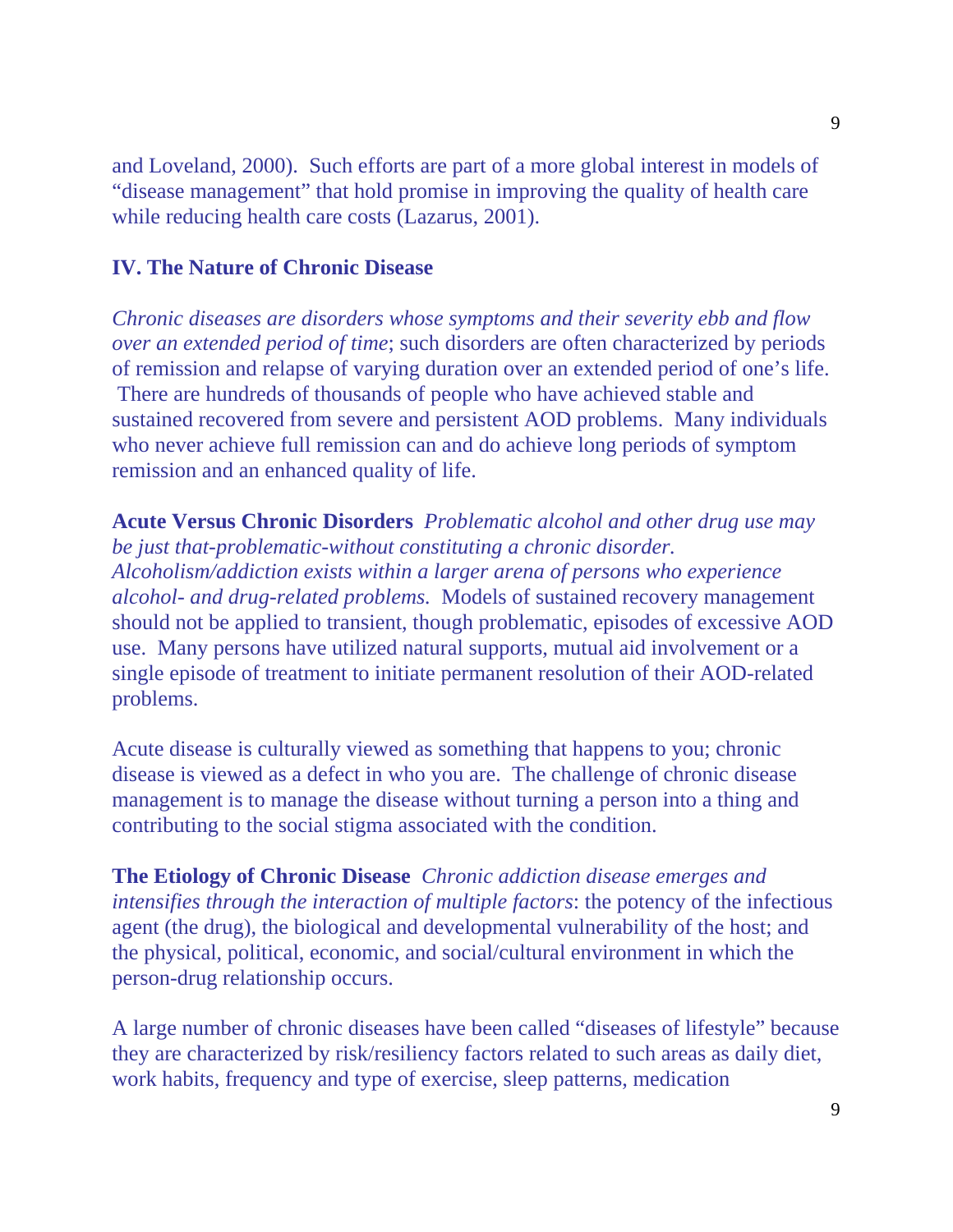and Loveland, 2000). Such efforts are part of a more global interest in models of "disease management" that hold promise in improving the quality of health care while reducing health care costs (Lazarus, 2001).

## IV. The Nature of Chronic Disease

*Chronic diseases are disorders whose symptoms and their severity ebb and flow over an extended period of time*; such disorders are often characterized by periods of remission and relapse of varying duration over an extended period of one's life. There are hundreds of thousands of people who have achieved stable and sustained recovered from severe and persistent AOD problems. Many individuals who never achieve full remission can and do achieve long periods of symptom remission and an enhanced quality of life.

**Acute Versus Chronic Disorders** *Problematic alcohol and other drug use may be just that-problematic-without constituting a chronic disorder. Alcoholism/addiction exists within a larger arena of persons who experience alcohol- and drug-related problems.* Models of sustained recovery management should not be applied to transient, though problematic, episodes of excessive AOD use. Many persons have utilized natural supports, mutual aid involvement or a single episode of treatment to initiate permanent resolution of their AOD-related problems.

Acute disease is culturally viewed as something that happens to you; chronic disease is viewed as a defect in who you are. The challenge of chronic disease management is to manage the disease without turning a person into a thing and contributing to the social stigma associated with the condition.

**The Etiology of Chronic Disease** *Chronic addiction disease emerges and intensifies through the interaction of multiple factors*: the potency of the infectious agent (the drug), the biological and developmental vulnerability of the host; and the physical, political, economic, and social/cultural environment in which the person-drug relationship occurs.

A large number of chronic diseases have been called "diseases of lifestyle" because they are characterized by risk/resiliency factors related to such areas as daily diet, work habits, frequency and type of exercise, sleep patterns, medication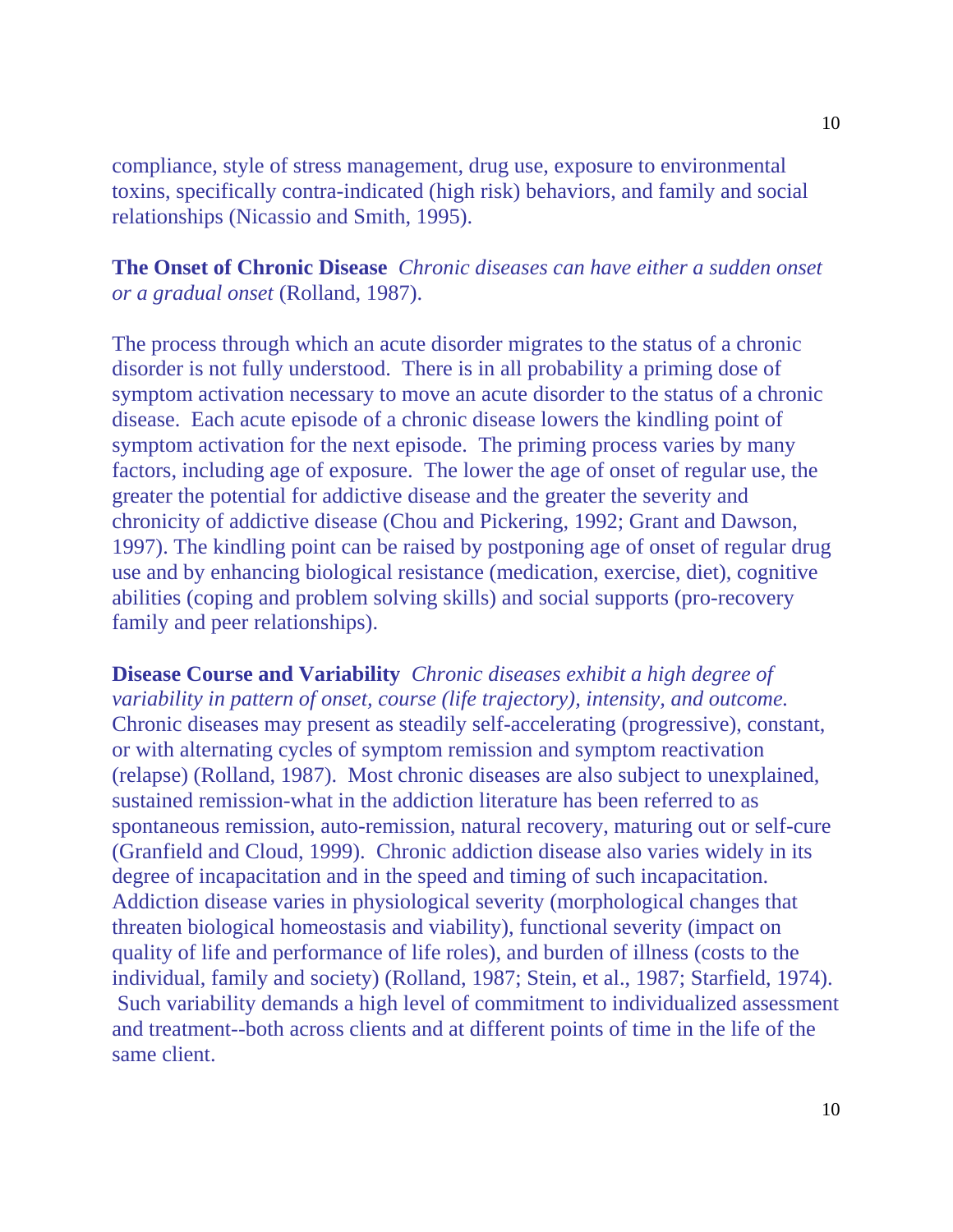compliance, style of stress management, drug use, exposure to environmental toxins, specifically contra-indicated (high risk) behaviors, and family and social relationships (Nicassio and Smith, 1995).

**The Onset of Chronic Disease** *Chronic diseases can have either a sudden onset or a gradual onset* (Rolland, 1987).

The process through which an acute disorder migrates to the status of a chronic disorder is not fully understood. There is in all probability a priming dose of symptom activation necessary to move an acute disorder to the status of a chronic disease. Each acute episode of a chronic disease lowers the kindling point of symptom activation for the next episode. The priming process varies by many factors, including age of exposure. The lower the age of onset of regular use, the greater the potential for addictive disease and the greater the severity and chronicity of addictive disease (Chou and Pickering, 1992; Grant and Dawson, 1997). The kindling point can be raised by postponing age of onset of regular drug use and by enhancing biological resistance (medication, exercise, diet), cognitive abilities (coping and problem solving skills) and social supports (pro-recovery family and peer relationships).

**Disease Course and Variability** *Chronic diseases exhibit a high degree of variability in pattern of onset, course (life trajectory), intensity, and outcome.* Chronic diseases may present as steadily self-accelerating (progressive), constant, or with alternating cycles of symptom remission and symptom reactivation (relapse) (Rolland, 1987). Most chronic diseases are also subject to unexplained, sustained remission-what in the addiction literature has been referred to as spontaneous remission, auto-remission, natural recovery, maturing out or self-cure (Granfield and Cloud, 1999). Chronic addiction disease also varies widely in its degree of incapacitation and in the speed and timing of such incapacitation. Addiction disease varies in physiological severity (morphological changes that threaten biological homeostasis and viability), functional severity (impact on quality of life and performance of life roles), and burden of illness (costs to the individual, family and society) (Rolland, 1987; Stein, et al., 1987; Starfield, 1974). Such variability demands a high level of commitment to individualized assessment and treatment--both across clients and at different points of time in the life of the same client.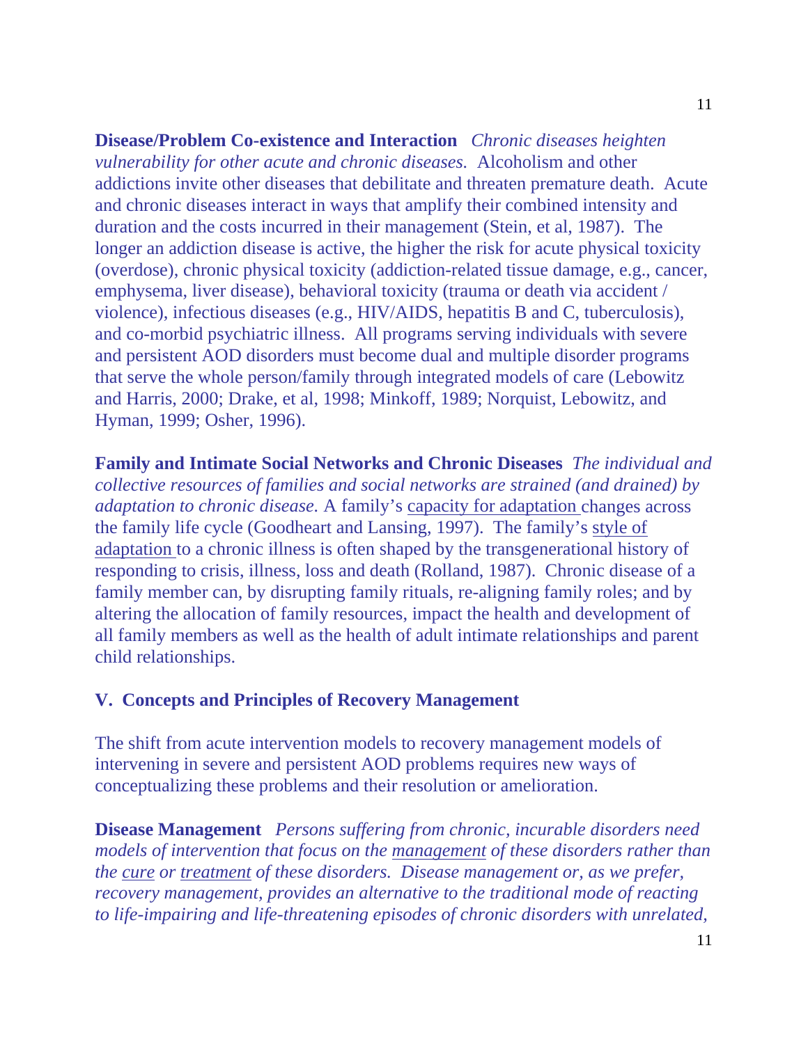**Disease/Problem Co-existence and Interaction** *Chronic diseases heighten vulnerability for other acute and chronic diseases.* Alcoholism and other addictions invite other diseases that debilitate and threaten premature death. Acute and chronic diseases interact in ways that amplify their combined intensity and duration and the costs incurred in their management (Stein, et al, 1987). The longer an addiction disease is active, the higher the risk for acute physical toxicity (overdose), chronic physical toxicity (addiction-related tissue damage, e.g., cancer, emphysema, liver disease), behavioral toxicity (trauma or death via accident / violence), infectious diseases (e.g., HIV/AIDS, hepatitis B and C, tuberculosis), and co-morbid psychiatric illness. All programs serving individuals with severe and persistent AOD disorders must become dual and multiple disorder programs that serve the whole person/family through integrated models of care (Lebowitz and Harris, 2000; Drake, et al, 1998; Minkoff, 1989; Norquist, Lebowitz, and Hyman, 1999; Osher, 1996).

**Family and Intimate Social Networks and Chronic Diseases** *The individual and collective resources of families and social networks are strained (and drained) by adaptation to chronic disease.* A family's <u>capacity for adaptation</u> changes across the family life cycle (Goodheart and Lansing, 1997). The family's <u>style of adaptation</u> to a chronic illness is often shaped by the transgenerational history of responding to crisis, illness, loss and death (Rolland, 1987). Chronic disease of a family member can, by disrupting family rituals, re-aligning family roles; and by altering the allocation of family resources, impact the health and development of all family members as well as the health of adult intimate relationships and parent child relationships.

## V. Concepts and Principles of Recovery Management

The shift from acute intervention models to recovery management models of intervening in severe and persistent AOD problems requires new ways of conceptualizing these problems and their resolution or amelioration.

**Disease Management** *Persons suffering from chronic, incurable disorders need models of intervention that focus on the <u>management</u> of these disorders rather than the <u>cure</u> or <u>treatment</u> of these disorders. Disease management or, as we prefer, recovery management, provides an alternative to the traditional mode of reacting to life-impairing and life-threatening episodes of chronic disorders with unrelated,*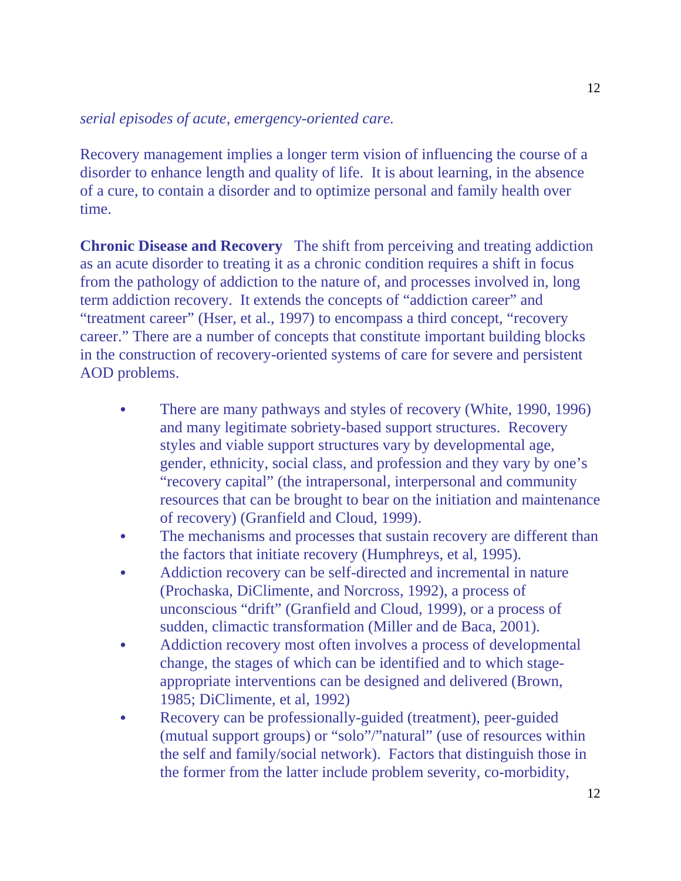*serial episodes of acute, emergency-oriented care.*

Recovery management implies a longer term vision of influencing the course of a disorder to enhance length and quality of life. It is about learning, in the absence of a cure, to contain a disorder and to optimize personal and family health over time.

**Chronic Disease and Recovery** The shift from perceiving and treating addiction as an acute disorder to treating it as a chronic condition requires a shift in focus from the pathology of addiction to the nature of, and processes involved in, long term addiction recovery. It extends the concepts of "addiction career" and "treatment career" (Hser, et al., 1997) to encompass a third concept, "recovery career." There are a number of concepts that constitute important building blocks in the construction of recovery-oriented systems of care for severe and persistent AOD problems.

- There are many pathways and styles of recovery (White, 1990, 1996) and many legitimate sobriety-based support structures. Recovery styles and viable support structures vary by developmental age, gender, ethnicity, social class, and profession and they vary by one's "recovery capital" (the intrapersonal, interpersonal and community resources that can be brought to bear on the initiation and maintenance of recovery) (Granfield and Cloud, 1999).
- The mechanisms and processes that sustain recovery are different than the factors that initiate recovery (Humphreys, et al, 1995).
- Addiction recovery can be self-directed and incremental in nature (Prochaska, DiClimente, and Norcross, 1992), a process of unconscious "drift" (Granfield and Cloud, 1999), or a process of sudden, climactic transformation (Miller and de Baca, 2001).
- Addiction recovery most often involves a process of developmental change, the stages of which can be identified and to which stage-appropriate interventions can be designed and delivered (Brown, 1985; DiClimente, et al, 1992)
- Recovery can be professionally-guided (treatment), peer-guided (mutual support groups) or "solo"/"natural" (use of resources within the self and family/social network). Factors that distinguish those in the former from the latter include problem severity, co-morbidity,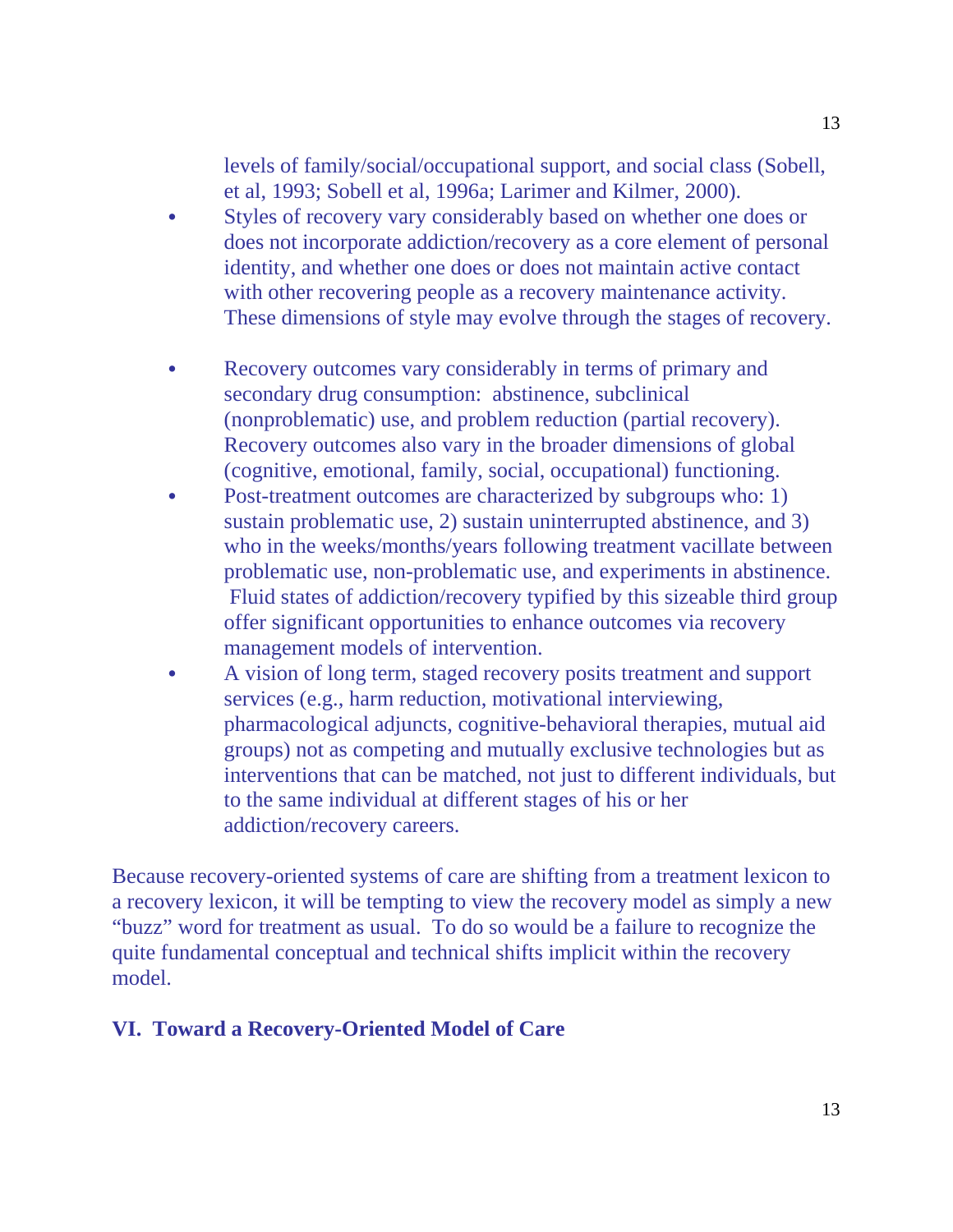levels of family/social/occupational support, and social class (Sobell, et al, 1993; Sobell et al, 1996a; Larimer and Kilmer, 2000).

- Styles of recovery vary considerably based on whether one does or does not incorporate addiction/recovery as a core element of personal identity, and whether one does or does not maintain active contact with other recovering people as a recovery maintenance activity. These dimensions of style may evolve through the stages of recovery.
- Recovery outcomes vary considerably in terms of primary and secondary drug consumption: abstinence, subclinical (nonproblematic) use, and problem reduction (partial recovery). Recovery outcomes also vary in the broader dimensions of global (cognitive, emotional, family, social, occupational) functioning.
- Post-treatment outcomes are characterized by subgroups who: 1) sustain problematic use, 2) sustain uninterrupted abstinence, and 3) who in the weeks/months/years following treatment vacillate between problematic use, non-problematic use, and experiments in abstinence. Fluid states of addiction/recovery typified by this sizeable third group offer significant opportunities to enhance outcomes via recovery management models of intervention.
- A vision of long term, staged recovery posits treatment and support services (e.g., harm reduction, motivational interviewing, pharmacological adjuncts, cognitive-behavioral therapies, mutual aid groups) not as competing and mutually exclusive technologies but as interventions that can be matched, not just to different individuals, but to the same individual at different stages of his or her addiction/recovery careers.

Because recovery-oriented systems of care are shifting from a treatment lexicon to a recovery lexicon, it will be tempting to view the recovery model as simply a new "buzz" word for treatment as usual. To do so would be a failure to recognize the quite fundamental conceptual and technical shifts implicit within the recovery model.

## VI. Toward a Recovery-Oriented Model of Care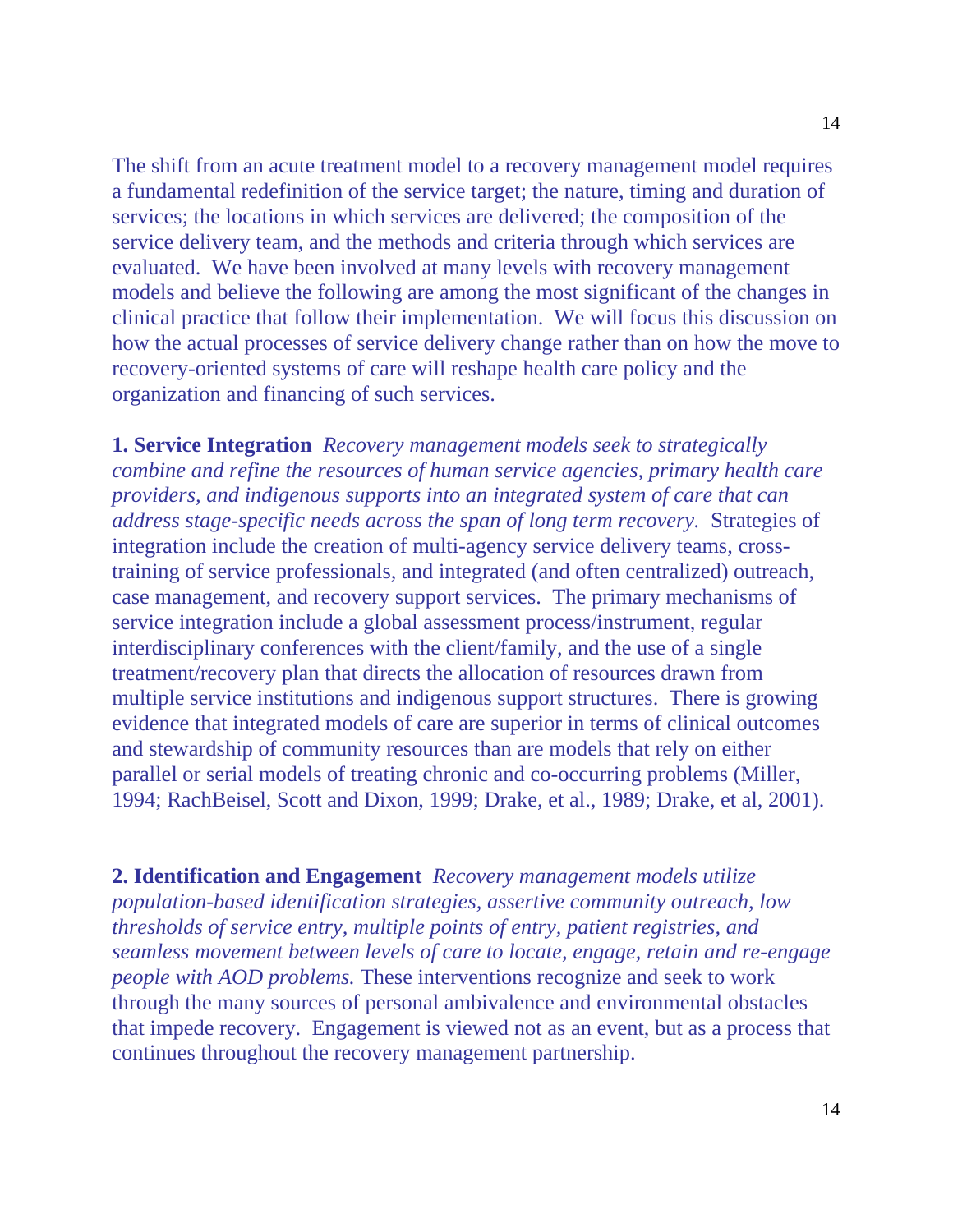The shift from an acute treatment model to a recovery management model requires a fundamental redefinition of the service target; the nature, timing and duration of services; the locations in which services are delivered; the composition of the service delivery team, and the methods and criteria through which services are evaluated. We have been involved at many levels with recovery management models and believe the following are among the most significant of the changes in clinical practice that follow their implementation. We will focus this discussion on how the actual processes of service delivery change rather than on how the move to recovery-oriented systems of care will reshape health care policy and the organization and financing of such services.

**1. Service Integration** *Recovery management models seek to strategically combine and refine the resources of human service agencies, primary health care providers, and indigenous supports into an integrated system of care that can address stage-specific needs across the span of long term recovery.* Strategies of integration include the creation of multi-agency service delivery teams, cross-training of service professionals, and integrated (and often centralized) outreach, case management, and recovery support services. The primary mechanisms of service integration include a global assessment process/instrument, regular interdisciplinary conferences with the client/family, and the use of a single treatment/recovery plan that directs the allocation of resources drawn from multiple service institutions and indigenous support structures. There is growing evidence that integrated models of care are superior in terms of clinical outcomes and stewardship of community resources than are models that rely on either parallel or serial models of treating chronic and co-occurring problems (Miller, 1994; RachBeisel, Scott and Dixon, 1999; Drake, et al., 1989; Drake, et al, 2001).

**2. Identification and Engagement** *Recovery management models utilize population-based identification strategies, assertive community outreach, low thresholds of service entry, multiple points of entry, patient registries, and seamless movement between levels of care to locate, engage, retain and re-engage people with AOD problems.* These interventions recognize and seek to work through the many sources of personal ambivalence and environmental obstacles that impede recovery. Engagement is viewed not as an event, but as a process that continues throughout the recovery management partnership.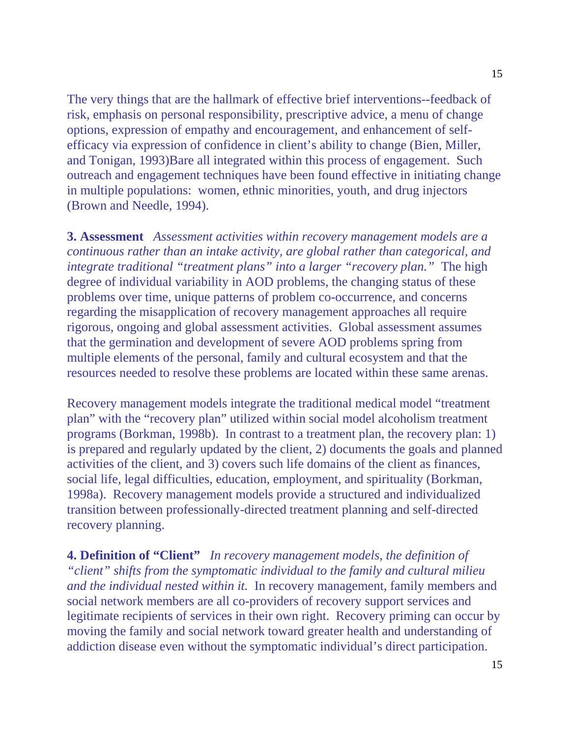The very things that are the hallmark of effective brief interventions--feedback of risk, emphasis on personal responsibility, prescriptive advice, a menu of change options, expression of empathy and encouragement, and enhancement of self-efficacy via expression of confidence in client's ability to change (Bien, Miller, and Tonigan, 1993)Bare all integrated within this process of engagement. Such outreach and engagement techniques have been found effective in initiating change in multiple populations: women, ethnic minorities, youth, and drug injectors (Brown and Needle, 1994).

**3. Assessment** *Assessment activities within recovery management models are a continuous rather than an intake activity, are global rather than categorical, and integrate traditional "treatment plans" into a larger "recovery plan."* The high degree of individual variability in AOD problems, the changing status of these problems over time, unique patterns of problem co-occurrence, and concerns regarding the misapplication of recovery management approaches all require rigorous, ongoing and global assessment activities. Global assessment assumes that the germination and development of severe AOD problems spring from multiple elements of the personal, family and cultural ecosystem and that the resources needed to resolve these problems are located within these same arenas.

Recovery management models integrate the traditional medical model "treatment plan" with the "recovery plan" utilized within social model alcoholism treatment programs (Borkman, 1998b). In contrast to a treatment plan, the recovery plan: 1) is prepared and regularly updated by the client, 2) documents the goals and planned activities of the client, and 3) covers such life domains of the client as finances, social life, legal difficulties, education, employment, and spirituality (Borkman, 1998a). Recovery management models provide a structured and individualized transition between professionally-directed treatment planning and self-directed recovery planning.

**4. Definition of "Client"** *In recovery management models, the definition of "client" shifts from the symptomatic individual to the family and cultural milieu and the individual nested within it.* In recovery management, family members and social network members are all co-providers of recovery support services and legitimate recipients of services in their own right. Recovery priming can occur by moving the family and social network toward greater health and understanding of addiction disease even without the symptomatic individual's direct participation.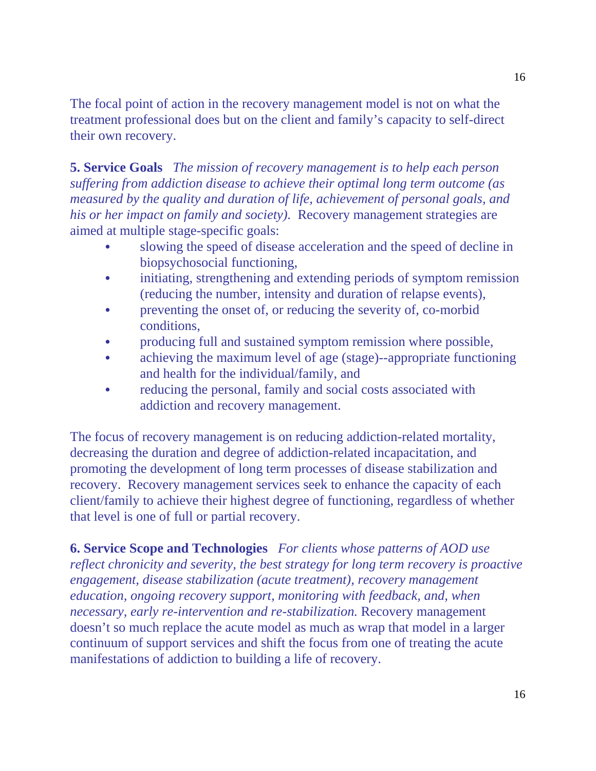The focal point of action in the recovery management model is not on what the treatment professional does but on the client and family's capacity to self-direct their own recovery.

**5. Service Goals** *The mission of recovery management is to help each person suffering from addiction disease to achieve their optimal long term outcome (as measured by the quality and duration of life, achievement of personal goals, and his or her impact on family and society).* Recovery management strategies are aimed at multiple stage-specific goals:

- slowing the speed of disease acceleration and the speed of decline in biopsychosocial functioning,
- initiating, strengthening and extending periods of symptom remission (reducing the number, intensity and duration of relapse events),
- preventing the onset of, or reducing the severity of, co-morbid conditions,
- producing full and sustained symptom remission where possible,
- achieving the maximum level of age (stage)--appropriate functioning and health for the individual/family, and
- reducing the personal, family and social costs associated with addiction and recovery management.

The focus of recovery management is on reducing addiction-related mortality, decreasing the duration and degree of addiction-related incapacitation, and promoting the development of long term processes of disease stabilization and recovery. Recovery management services seek to enhance the capacity of each client/family to achieve their highest degree of functioning, regardless of whether that level is one of full or partial recovery.

**6. Service Scope and Technologies** *For clients whose patterns of AOD use reflect chronicity and severity, the best strategy for long term recovery is proactive engagement, disease stabilization (acute treatment), recovery management education, ongoing recovery support, monitoring with feedback, and, when necessary, early re-intervention and re-stabilization.* Recovery management doesn't so much replace the acute model as much as wrap that model in a larger continuum of support services and shift the focus from one of treating the acute manifestations of addiction to building a life of recovery.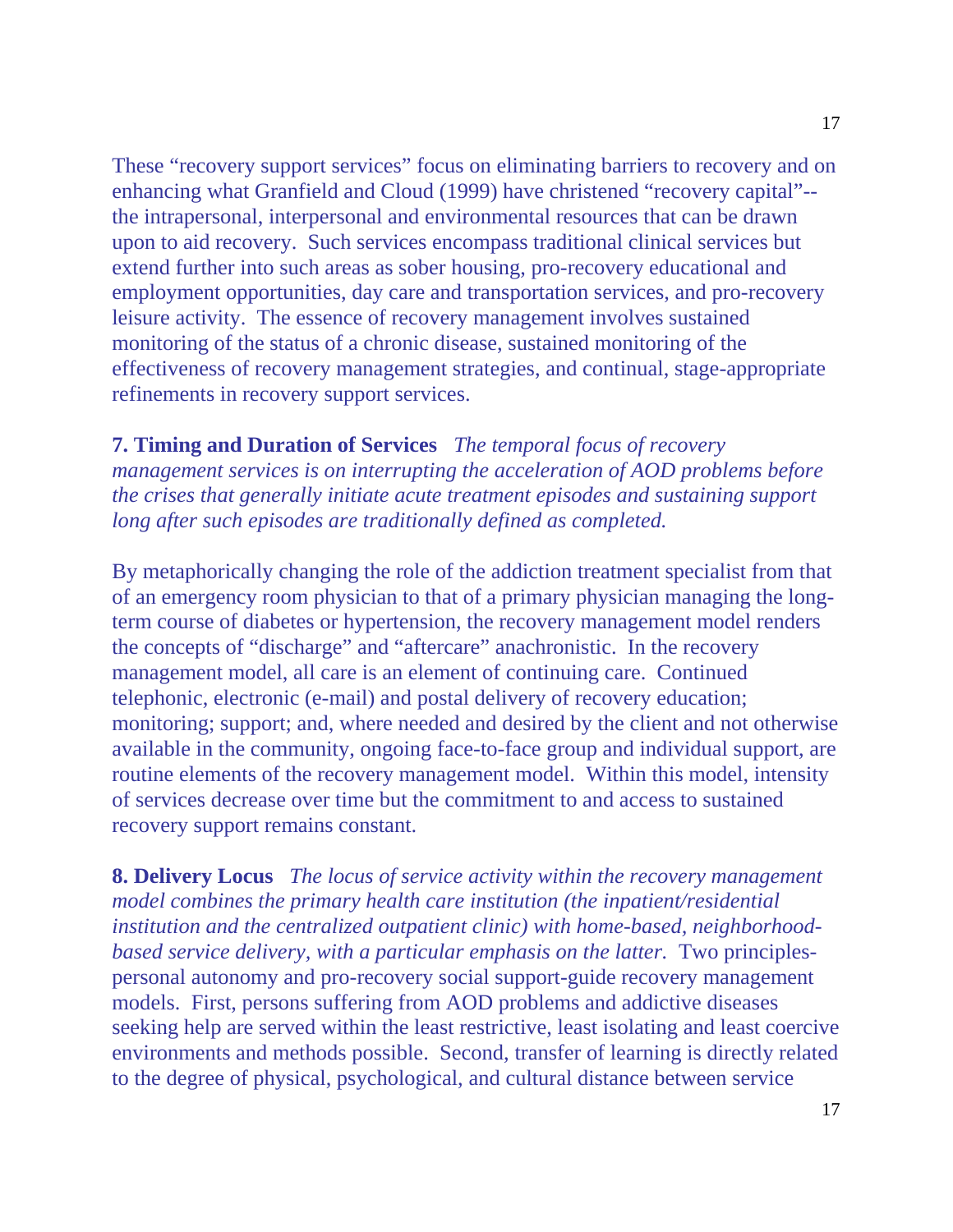These “recovery support services” focus on eliminating barriers to recovery and on enhancing what Granfield and Cloud (1999) have christened “recovery capital”--the intrapersonal, interpersonal and environmental resources that can be drawn upon to aid recovery. Such services encompass traditional clinical services but extend further into such areas as sober housing, pro-recovery educational and employment opportunities, day care and transportation services, and pro-recovery leisure activity. The essence of recovery management involves sustained monitoring of the status of a chronic disease, sustained monitoring of the effectiveness of recovery management strategies, and continual, stage-appropriate refinements in recovery support services.

**7. Timing and Duration of Services** *The temporal focus of recovery management services is on interrupting the acceleration of AOD problems before the crises that generally initiate acute treatment episodes and sustaining support long after such episodes are traditionally defined as completed.*

By metaphorically changing the role of the addiction treatment specialist from that of an emergency room physician to that of a primary physician managing the long-term course of diabetes or hypertension, the recovery management model renders the concepts of “discharge” and “aftercare” anachronistic. In the recovery management model, all care is an element of continuing care. Continued telephonic, electronic (e-mail) and postal delivery of recovery education; monitoring; support; and, where needed and desired by the client and not otherwise available in the community, ongoing face-to-face group and individual support, are routine elements of the recovery management model. Within this model, intensity of services decrease over time but the commitment to and access to sustained recovery support remains constant.

**8. Delivery Locus** *The locus of service activity within the recovery management model combines the primary health care institution (the inpatient/residential institution and the centralized outpatient clinic) with home-based, neighborhood-based service delivery, with a particular emphasis on the latter.* Two principles-personal autonomy and pro-recovery social support-guide recovery management models. First, persons suffering from AOD problems and addictive diseases seeking help are served within the least restrictive, least isolating and least coercive environments and methods possible. Second, transfer of learning is directly related to the degree of physical, psychological, and cultural distance between service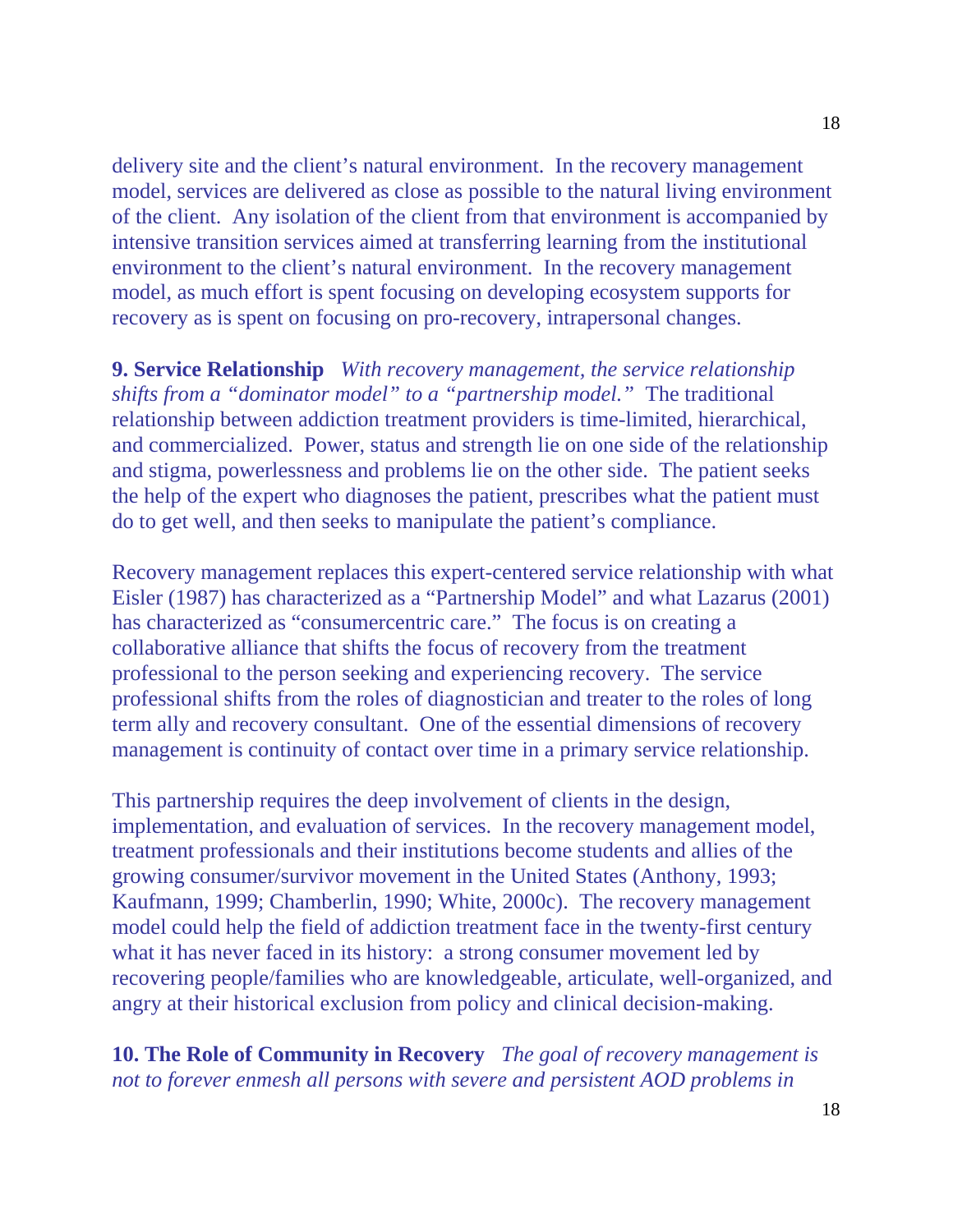delivery site and the client's natural environment. In the recovery management model, services are delivered as close as possible to the natural living environment of the client. Any isolation of the client from that environment is accompanied by intensive transition services aimed at transferring learning from the institutional environment to the client's natural environment. In the recovery management model, as much effort is spent focusing on developing ecosystem supports for recovery as is spent on focusing on pro-recovery, intrapersonal changes.

**9. Service Relationship** *With recovery management, the service relationship shifts from a "dominator model" to a "partnership model."* The traditional relationship between addiction treatment providers is time-limited, hierarchical, and commercialized. Power, status and strength lie on one side of the relationship and stigma, powerlessness and problems lie on the other side. The patient seeks the help of the expert who diagnoses the patient, prescribes what the patient must do to get well, and then seeks to manipulate the patient's compliance.

Recovery management replaces this expert-centered service relationship with what Eisler (1987) has characterized as a "Partnership Model" and what Lazarus (2001) has characterized as "consumercentric care." The focus is on creating a collaborative alliance that shifts the focus of recovery from the treatment professional to the person seeking and experiencing recovery. The service professional shifts from the roles of diagnostician and treater to the roles of long term ally and recovery consultant. One of the essential dimensions of recovery management is continuity of contact over time in a primary service relationship.

This partnership requires the deep involvement of clients in the design, implementation, and evaluation of services. In the recovery management model, treatment professionals and their institutions become students and allies of the growing consumer/survivor movement in the United States (Anthony, 1993; Kaufmann, 1999; Chamberlin, 1990; White, 2000c). The recovery management model could help the field of addiction treatment face in the twenty-first century what it has never faced in its history: a strong consumer movement led by recovering people/families who are knowledgeable, articulate, well-organized, and angry at their historical exclusion from policy and clinical decision-making.

**10. The Role of Community in Recovery** *The goal of recovery management is not to forever enmesh all persons with severe and persistent AOD problems in*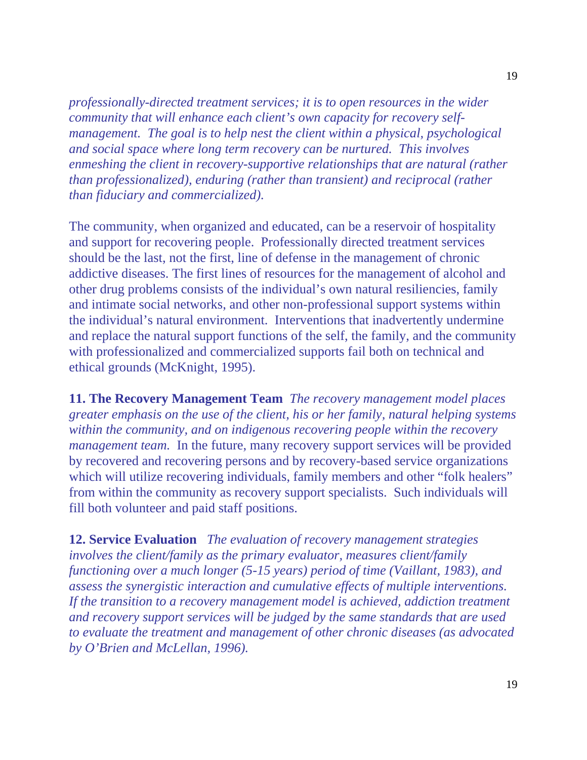*professionally-directed treatment services; it is to open resources in the wider community that will enhance each client's own capacity for recovery self-management. The goal is to help nest the client within a physical, psychological and social space where long term recovery can be nurtured. This involves enmeshing the client in recovery-supportive relationships that are natural (rather than professionalized), enduring (rather than transient) and reciprocal (rather than fiduciary and commercialized).*

The community, when organized and educated, can be a reservoir of hospitality and support for recovering people. Professionally directed treatment services should be the last, not the first, line of defense in the management of chronic addictive diseases. The first lines of resources for the management of alcohol and other drug problems consists of the individual's own natural resiliencies, family and intimate social networks, and other non-professional support systems within the individual's natural environment. Interventions that inadvertently undermine and replace the natural support functions of the self, the family, and the community with professionalized and commercialized supports fail both on technical and ethical grounds (McKnight, 1995).

**11. The Recovery Management Team** *The recovery management model places greater emphasis on the use of the client, his or her family, natural helping systems within the community, and on indigenous recovering people within the recovery management team.* In the future, many recovery support services will be provided by recovered and recovering persons and by recovery-based service organizations which will utilize recovering individuals, family members and other "folk healers" from within the community as recovery support specialists. Such individuals will fill both volunteer and paid staff positions.

**12. Service Evaluation** *The evaluation of recovery management strategies involves the client/family as the primary evaluator, measures client/family functioning over a much longer (5-15 years) period of time (Vaillant, 1983), and assess the synergistic interaction and cumulative effects of multiple interventions. If the transition to a recovery management model is achieved, addiction treatment and recovery support services will be judged by the same standards that are used to evaluate the treatment and management of other chronic diseases (as advocated by O'Brien and McLellan, 1996).*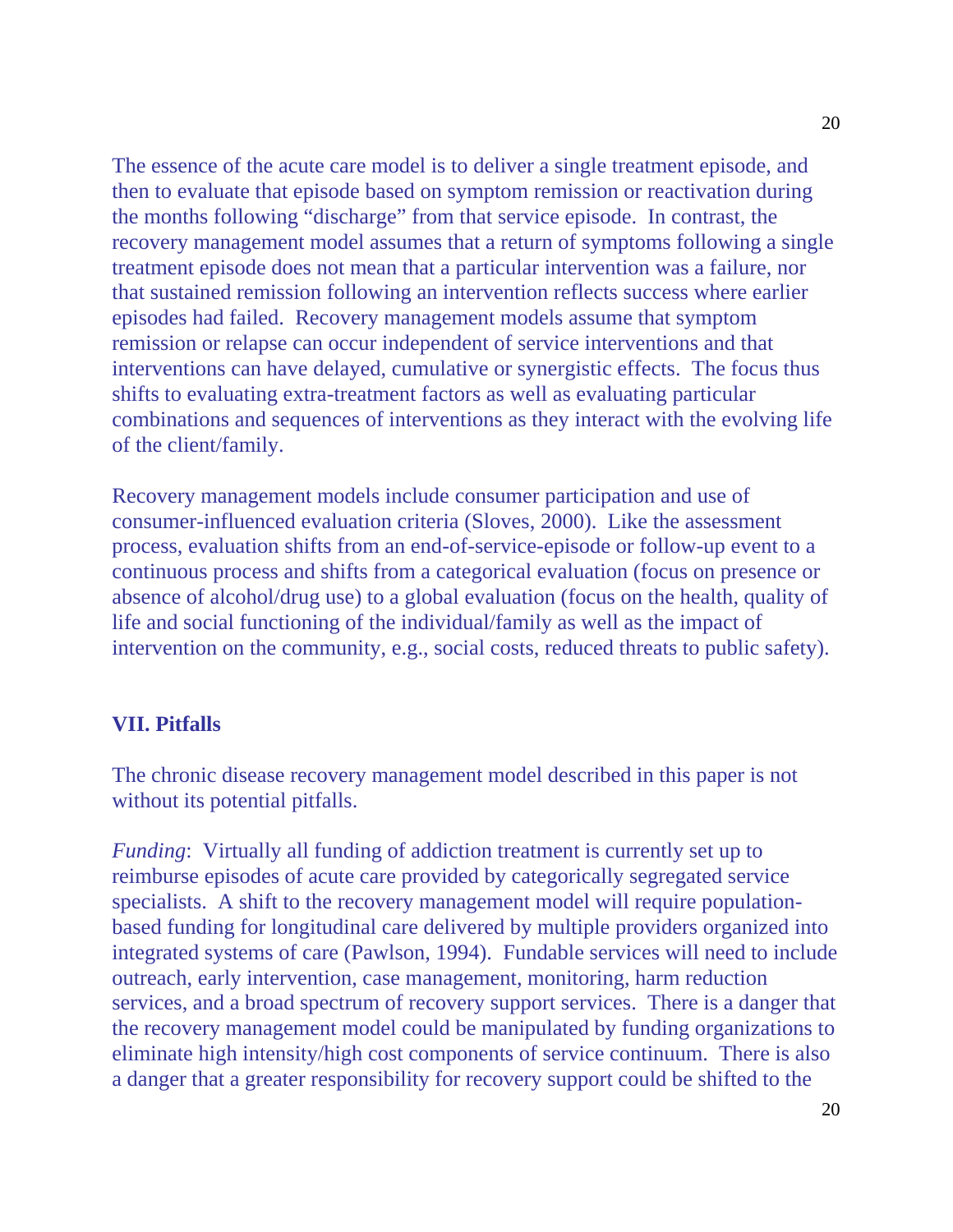The essence of the acute care model is to deliver a single treatment episode, and then to evaluate that episode based on symptom remission or reactivation during the months following "discharge" from that service episode. In contrast, the recovery management model assumes that a return of symptoms following a single treatment episode does not mean that a particular intervention was a failure, nor that sustained remission following an intervention reflects success where earlier episodes had failed. Recovery management models assume that symptom remission or relapse can occur independent of service interventions and that interventions can have delayed, cumulative or synergistic effects. The focus thus shifts to evaluating extra-treatment factors as well as evaluating particular combinations and sequences of interventions as they interact with the evolving life of the client/family.

Recovery management models include consumer participation and use of consumer-influenced evaluation criteria (Sloves, 2000). Like the assessment process, evaluation shifts from an end-of-service-episode or follow-up event to a continuous process and shifts from a categorical evaluation (focus on presence or absence of alcohol/drug use) to a global evaluation (focus on the health, quality of life and social functioning of the individual/family as well as the impact of intervention on the community, e.g., social costs, reduced threats to public safety).

## VII. Pitfalls

The chronic disease recovery management model described in this paper is not without its potential pitfalls.

*Funding*: Virtually all funding of addiction treatment is currently set up to reimburse episodes of acute care provided by categorically segregated service specialists. A shift to the recovery management model will require population-based funding for longitudinal care delivered by multiple providers organized into integrated systems of care (Pawlson, 1994). Fundable services will need to include outreach, early intervention, case management, monitoring, harm reduction services, and a broad spectrum of recovery support services. There is a danger that the recovery management model could be manipulated by funding organizations to eliminate high intensity/high cost components of service continuum. There is also a danger that a greater responsibility for recovery support could be shifted to the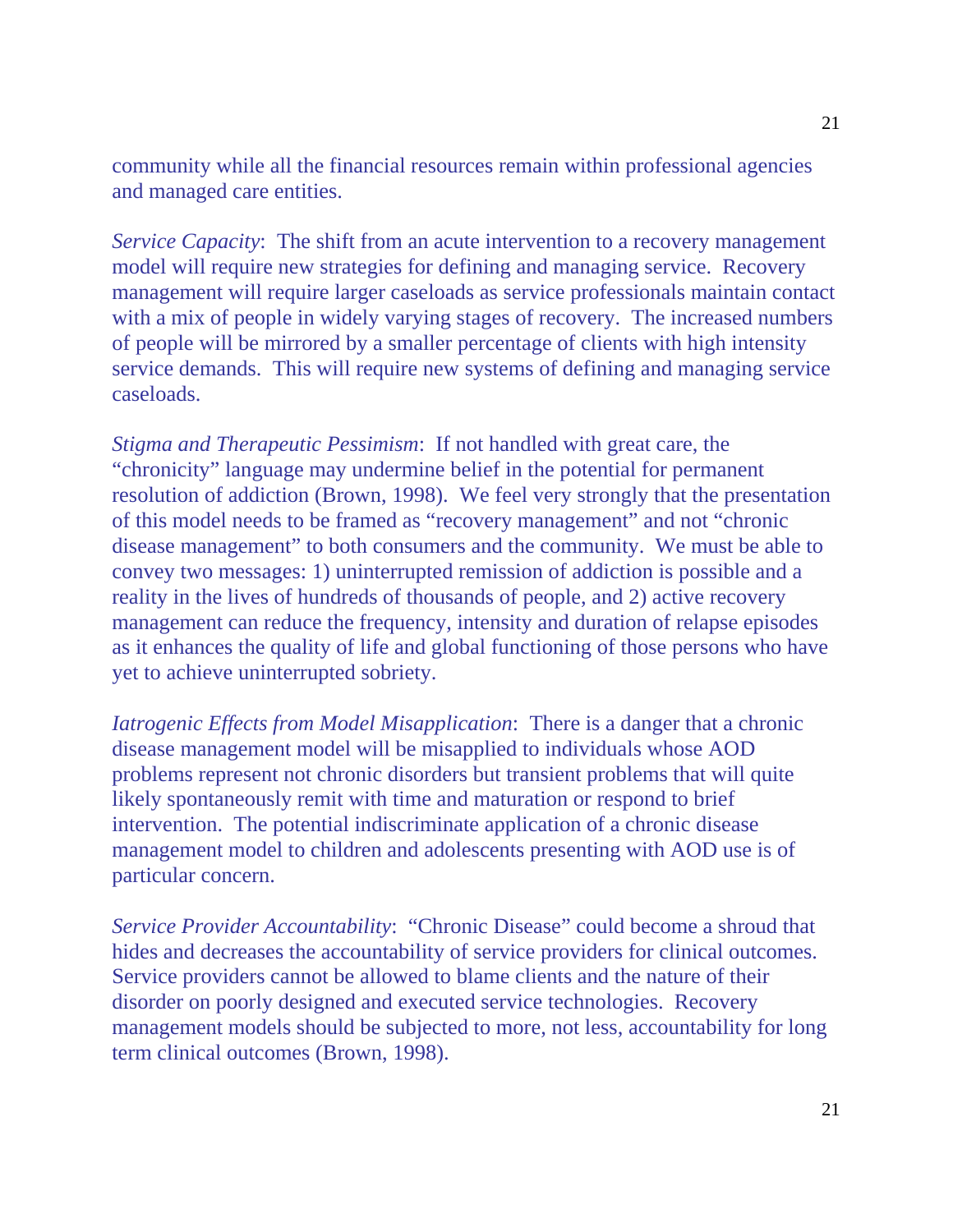community while all the financial resources remain within professional agencies and managed care entities.

*Service Capacity*: The shift from an acute intervention to a recovery management model will require new strategies for defining and managing service. Recovery management will require larger caseloads as service professionals maintain contact with a mix of people in widely varying stages of recovery. The increased numbers of people will be mirrored by a smaller percentage of clients with high intensity service demands. This will require new systems of defining and managing service caseloads.

*Stigma and Therapeutic Pessimism*: If not handled with great care, the "chronicity" language may undermine belief in the potential for permanent resolution of addiction (Brown, 1998). We feel very strongly that the presentation of this model needs to be framed as "recovery management" and not "chronic disease management" to both consumers and the community. We must be able to convey two messages: 1) uninterrupted remission of addiction is possible and a reality in the lives of hundreds of thousands of people, and 2) active recovery management can reduce the frequency, intensity and duration of relapse episodes as it enhances the quality of life and global functioning of those persons who have yet to achieve uninterrupted sobriety.

*Iatrogenic Effects from Model Misapplication*: There is a danger that a chronic disease management model will be misapplied to individuals whose AOD problems represent not chronic disorders but transient problems that will quite likely spontaneously remit with time and maturation or respond to brief intervention. The potential indiscriminate application of a chronic disease management model to children and adolescents presenting with AOD use is of particular concern.

*Service Provider Accountability*: "Chronic Disease" could become a shroud that hides and decreases the accountability of service providers for clinical outcomes. Service providers cannot be allowed to blame clients and the nature of their disorder on poorly designed and executed service technologies. Recovery management models should be subjected to more, not less, accountability for long term clinical outcomes (Brown, 1998).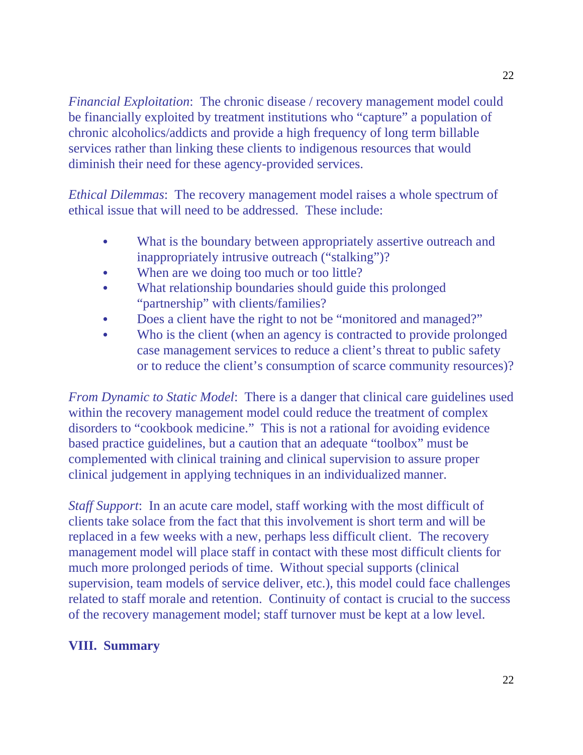*Financial Exploitation*: The chronic disease / recovery management model could be financially exploited by treatment institutions who "capture" a population of chronic alcoholics/addicts and provide a high frequency of long term billable services rather than linking these clients to indigenous resources that would diminish their need for these agency-provided services.

*Ethical Dilemmas*: The recovery management model raises a whole spectrum of ethical issue that will need to be addressed. These include:

- What is the boundary between appropriately assertive outreach and inappropriately intrusive outreach ("stalking")?
- When are we doing too much or too little?
- What relationship boundaries should guide this prolonged "partnership" with clients/families?
- Does a client have the right to not be "monitored and managed?"
- Who is the client (when an agency is contracted to provide prolonged case management services to reduce a client's threat to public safety or to reduce the client's consumption of scarce community resources)?

*From Dynamic to Static Model*: There is a danger that clinical care guidelines used within the recovery management model could reduce the treatment of complex disorders to "cookbook medicine." This is not a rational for avoiding evidence based practice guidelines, but a caution that an adequate "toolbox" must be complemented with clinical training and clinical supervision to assure proper clinical judgement in applying techniques in an individualized manner.

*Staff Support*: In an acute care model, staff working with the most difficult of clients take solace from the fact that this involvement is short term and will be replaced in a few weeks with a new, perhaps less difficult client. The recovery management model will place staff in contact with these most difficult clients for much more prolonged periods of time. Without special supports (clinical supervision, team models of service deliver, etc.), this model could face challenges related to staff morale and retention. Continuity of contact is crucial to the success of the recovery management model; staff turnover must be kept at a low level.

## VIII. Summary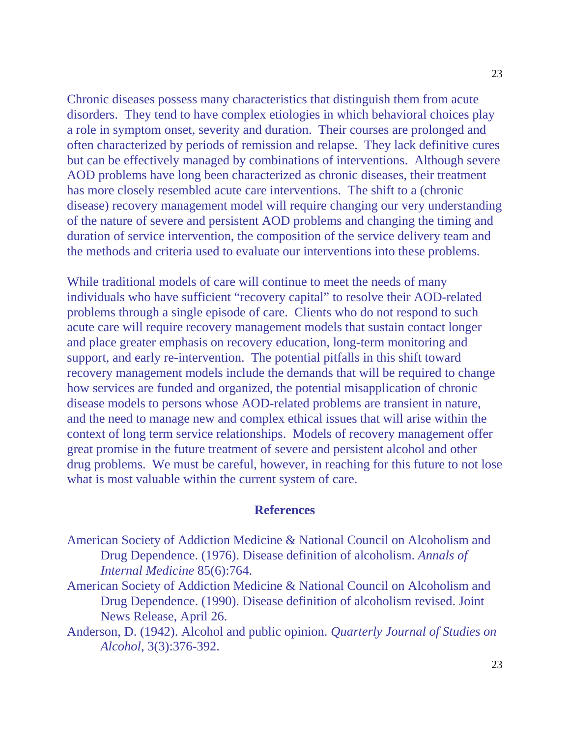Chronic diseases possess many characteristics that distinguish them from acute disorders. They tend to have complex etiologies in which behavioral choices play a role in symptom onset, severity and duration. Their courses are prolonged and often characterized by periods of remission and relapse. They lack definitive cures but can be effectively managed by combinations of interventions. Although severe AOD problems have long been characterized as chronic diseases, their treatment has more closely resembled acute care interventions. The shift to a (chronic disease) recovery management model will require changing our very understanding of the nature of severe and persistent AOD problems and changing the timing and duration of service intervention, the composition of the service delivery team and the methods and criteria used to evaluate our interventions into these problems.

While traditional models of care will continue to meet the needs of many individuals who have sufficient "recovery capital" to resolve their AOD-related problems through a single episode of care. Clients who do not respond to such acute care will require recovery management models that sustain contact longer and place greater emphasis on recovery education, long-term monitoring and support, and early re-intervention. The potential pitfalls in this shift toward recovery management models include the demands that will be required to change how services are funded and organized, the potential misapplication of chronic disease models to persons whose AOD-related problems are transient in nature, and the need to manage new and complex ethical issues that will arise within the context of long term service relationships. Models of recovery management offer great promise in the future treatment of severe and persistent alcohol and other drug problems. We must be careful, however, in reaching for this future to not lose what is most valuable within the current system of care.

## References

American Society of Addiction Medicine & National Council on Alcoholism and Drug Dependence. (1976). Disease definition of alcoholism. *Annals of Internal Medicine* 85(6):764.

American Society of Addiction Medicine & National Council on Alcoholism and Drug Dependence. (1990). Disease definition of alcoholism revised. Joint News Release, April 26.

Anderson, D. (1942). Alcohol and public opinion. *Quarterly Journal of Studies on Alcohol*, 3(3):376-392.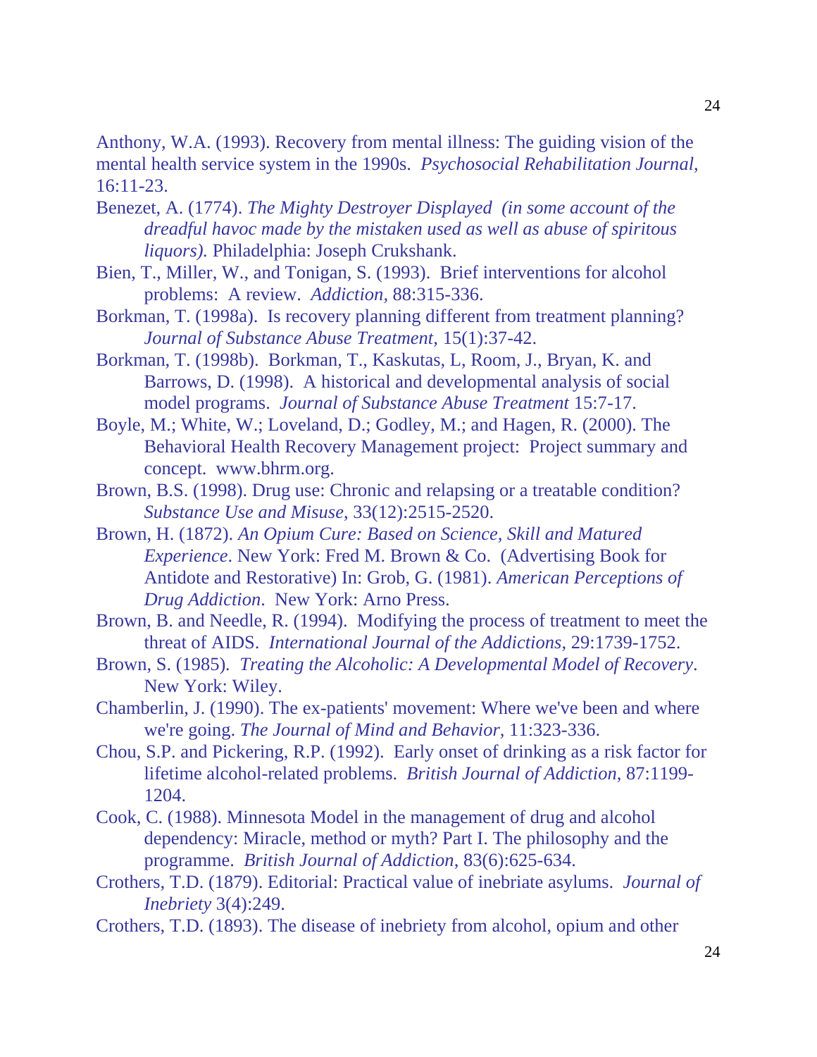Anthony, W.A. (1993). Recovery from mental illness: The guiding vision of the mental health service system in the 1990s. *Psychosocial Rehabilitation Journal*, 16:11-23.

Benezet, A. (1774). *The Mighty Destroyer Displayed (in some account of the dreadful havoc made by the mistaken used as well as abuse of spiritous liquors).* Philadelphia: Joseph Crukshank.

Bien, T., Miller, W., and Tonigan, S. (1993). Brief interventions for alcohol problems: A review. *Addiction,* 88:315-336.

Borkman, T. (1998a). Is recovery planning different from treatment planning? *Journal of Substance Abuse Treatment*, 15(1):37-42.

Borkman, T. (1998b). Borkman, T., Kaskutas, L, Room, J., Bryan, K. and Barrows, D. (1998). A historical and developmental analysis of social model programs. *Journal of Substance Abuse Treatment* 15:7-17.

Boyle, M.; White, W.; Loveland, D.; Godley, M.; and Hagen, R. (2000). The Behavioral Health Recovery Management project: Project summary and concept. www.bhrm.org.

Brown, B.S. (1998). Drug use: Chronic and relapsing or a treatable condition? *Substance Use and Misuse*, 33(12):2515-2520.

Brown, H. (1872). *An Opium Cure: Based on Science, Skill and Matured Experience*. New York: Fred M. Brown & Co. (Advertising Book for Antidote and Restorative) In: Grob, G. (1981). *American Perceptions of Drug Addiction*. New York: Arno Press.

Brown, B. and Needle, R. (1994). Modifying the process of treatment to meet the threat of AIDS. *International Journal of the Addictions*, 29:1739-1752.

Brown, S. (1985). *Treating the Alcoholic: A Developmental Model of Recovery*. New York: Wiley.

Chamberlin, J. (1990). The ex-patients' movement: Where we've been and where we're going. *The Journal of Mind and Behavior,* 11:323-336.

Chou, S.P. and Pickering, R.P. (1992). Early onset of drinking as a risk factor for lifetime alcohol-related problems. *British Journal of Addiction*, 87:1199-1204.

Cook, C. (1988). Minnesota Model in the management of drug and alcohol dependency: Miracle, method or myth? Part I. The philosophy and the programme. *British Journal of Addiction*, 83(6):625-634.

Crothers, T.D. (1879). Editorial: Practical value of inebriate asylums. *Journal of Inebriety* 3(4):249.

Crothers, T.D. (1893). The disease of inebriety from alcohol, opium and other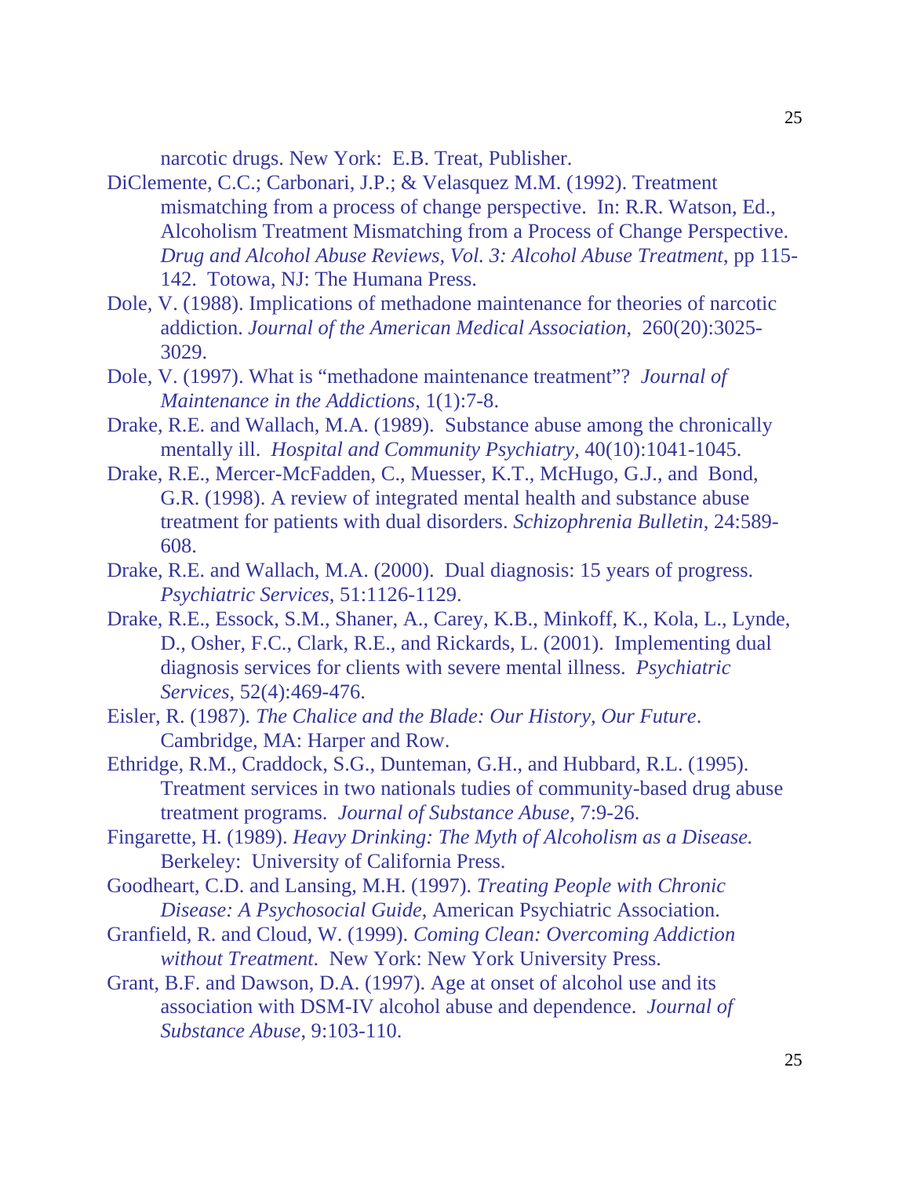narcotic drugs. New York: E.B. Treat, Publisher.

DiClemente, C.C.; Carbonari, J.P.; & Velasquez M.M. (1992). Treatment mismatching from a process of change perspective. In: R.R. Watson, Ed., Alcoholism Treatment Mismatching from a Process of Change Perspective. *Drug and Alcohol Abuse Reviews, Vol. 3: Alcohol Abuse Treatment*, pp 115-142. Totowa, NJ: The Humana Press.

Dole, V. (1988). Implications of methadone maintenance for theories of narcotic addiction. *Journal of the American Medical Association*, 260(20):3025-3029.

Dole, V. (1997). What is "methadone maintenance treatment"? *Journal of Maintenance in the Addictions*, 1(1):7-8.

Drake, R.E. and Wallach, M.A. (1989). Substance abuse among the chronically mentally ill. *Hospital and Community Psychiatry*, 40(10):1041-1045.

Drake, R.E., Mercer-McFadden, C., Muesser, K.T., McHugo, G.J., and Bond, G.R. (1998). A review of integrated mental health and substance abuse treatment for patients with dual disorders. *Schizophrenia Bulletin*, 24:589-608.

Drake, R.E. and Wallach, M.A. (2000). Dual diagnosis: 15 years of progress. *Psychiatric Services*, 51:1126-1129.

Drake, R.E., Essock, S.M., Shaner, A., Carey, K.B., Minkoff, K., Kola, L., Lynde, D., Osher, F.C., Clark, R.E., and Rickards, L. (2001). Implementing dual diagnosis services for clients with severe mental illness. *Psychiatric Services*, 52(4):469-476.

Eisler, R. (1987). *The Chalice and the Blade: Our History, Our Future*. Cambridge, MA: Harper and Row.

Ethridge, R.M., Craddock, S.G., Dunteman, G.H., and Hubbard, R.L. (1995). Treatment services in two nationals tudies of community-based drug abuse treatment programs. *Journal of Substance Abuse*, 7:9-26.

Fingarette, H. (1989). *Heavy Drinking: The Myth of Alcoholism as a Disease.* Berkeley: University of California Press.

Goodheart, C.D. and Lansing, M.H. (1997). *Treating People with Chronic Disease: A Psychosocial Guide*, American Psychiatric Association.

Granfield, R. and Cloud, W. (1999). *Coming Clean: Overcoming Addiction without Treatment*. New York: New York University Press.

Grant, B.F. and Dawson, D.A. (1997). Age at onset of alcohol use and its association with DSM-IV alcohol abuse and dependence. *Journal of Substance Abuse*, 9:103-110.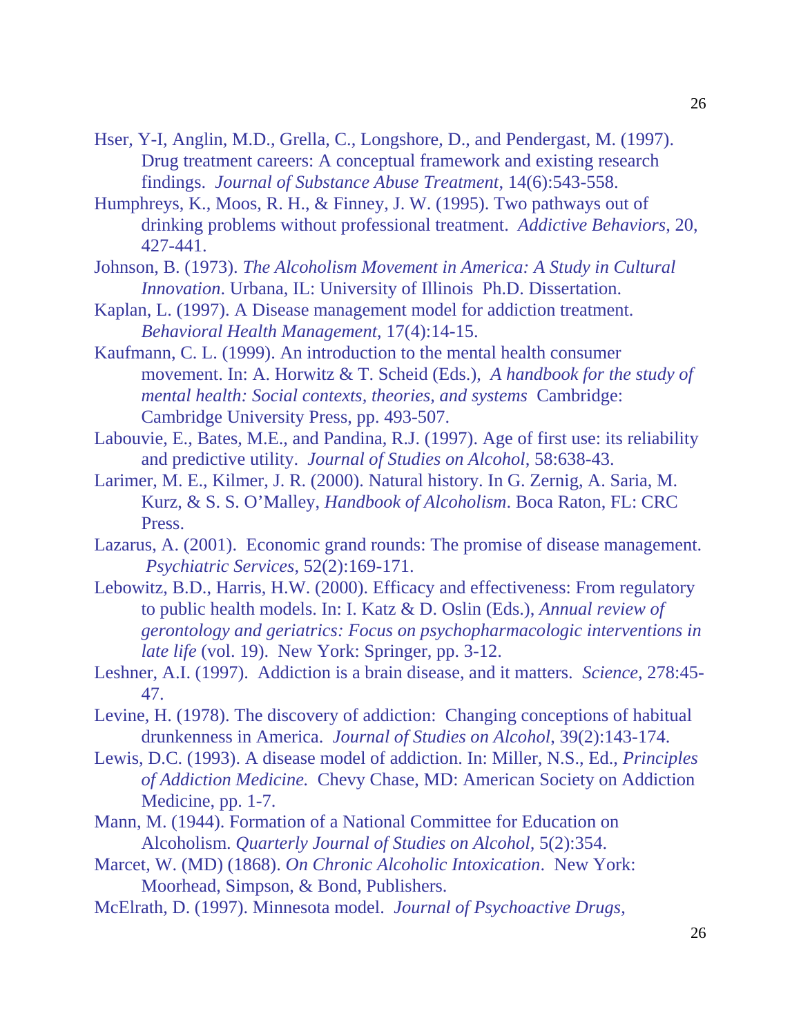Hser, Y-I, Anglin, M.D., Grella, C., Longshore, D., and Pendergast, M. (1997). Drug treatment careers: A conceptual framework and existing research findings. *Journal of Substance Abuse Treatment*, 14(6):543-558.

Humphreys, K., Moos, R. H., & Finney, J. W. (1995). Two pathways out of drinking problems without professional treatment. *Addictive Behaviors*, 20, 427-441.

Johnson, B. (1973). *The Alcoholism Movement in America: A Study in Cultural Innovation*. Urbana, IL: University of Illinois Ph.D. Dissertation.

Kaplan, L. (1997). A Disease management model for addiction treatment. *Behavioral Health Management*, 17(4):14-15.

Kaufmann, C. L. (1999). An introduction to the mental health consumer movement. In: A. Horwitz & T. Scheid (Eds.), *A handbook for the study of mental health: Social contexts, theories, and systems* Cambridge: Cambridge University Press, pp. 493-507.

Labouvie, E., Bates, M.E., and Pandina, R.J. (1997). Age of first use: its reliability and predictive utility. *Journal of Studies on Alcohol*, 58:638-43.

Larimer, M. E., Kilmer, J. R. (2000). Natural history. In G. Zernig, A. Saria, M. Kurz, & S. S. O'Malley, *Handbook of Alcoholism*. Boca Raton, FL: CRC Press.

Lazarus, A. (2001). Economic grand rounds: The promise of disease management. *Psychiatric Services*, 52(2):169-171.

Lebowitz, B.D., Harris, H.W. (2000). Efficacy and effectiveness: From regulatory to public health models. In: I. Katz & D. Oslin (Eds.), *Annual review of gerontology and geriatrics: Focus on psychopharmacologic interventions in late life* (vol. 19). New York: Springer, pp. 3-12.

Leshner, A.I. (1997). Addiction is a brain disease, and it matters. *Science*, 278:45-47.

Levine, H. (1978). The discovery of addiction: Changing conceptions of habitual drunkenness in America. *Journal of Studies on Alcohol*, 39(2):143-174.

Lewis, D.C. (1993). A disease model of addiction. In: Miller, N.S., Ed., *Principles of Addiction Medicine.* Chevy Chase, MD: American Society on Addiction Medicine, pp. 1-7.

Mann, M. (1944). Formation of a National Committee for Education on Alcoholism. *Quarterly Journal of Studies on Alcohol*, 5(2):354.

Marcet, W. (MD) (1868). *On Chronic Alcoholic Intoxication*. New York: Moorhead, Simpson, & Bond, Publishers.

McElrath, D. (1997). Minnesota model. *Journal of Psychoactive Drugs*,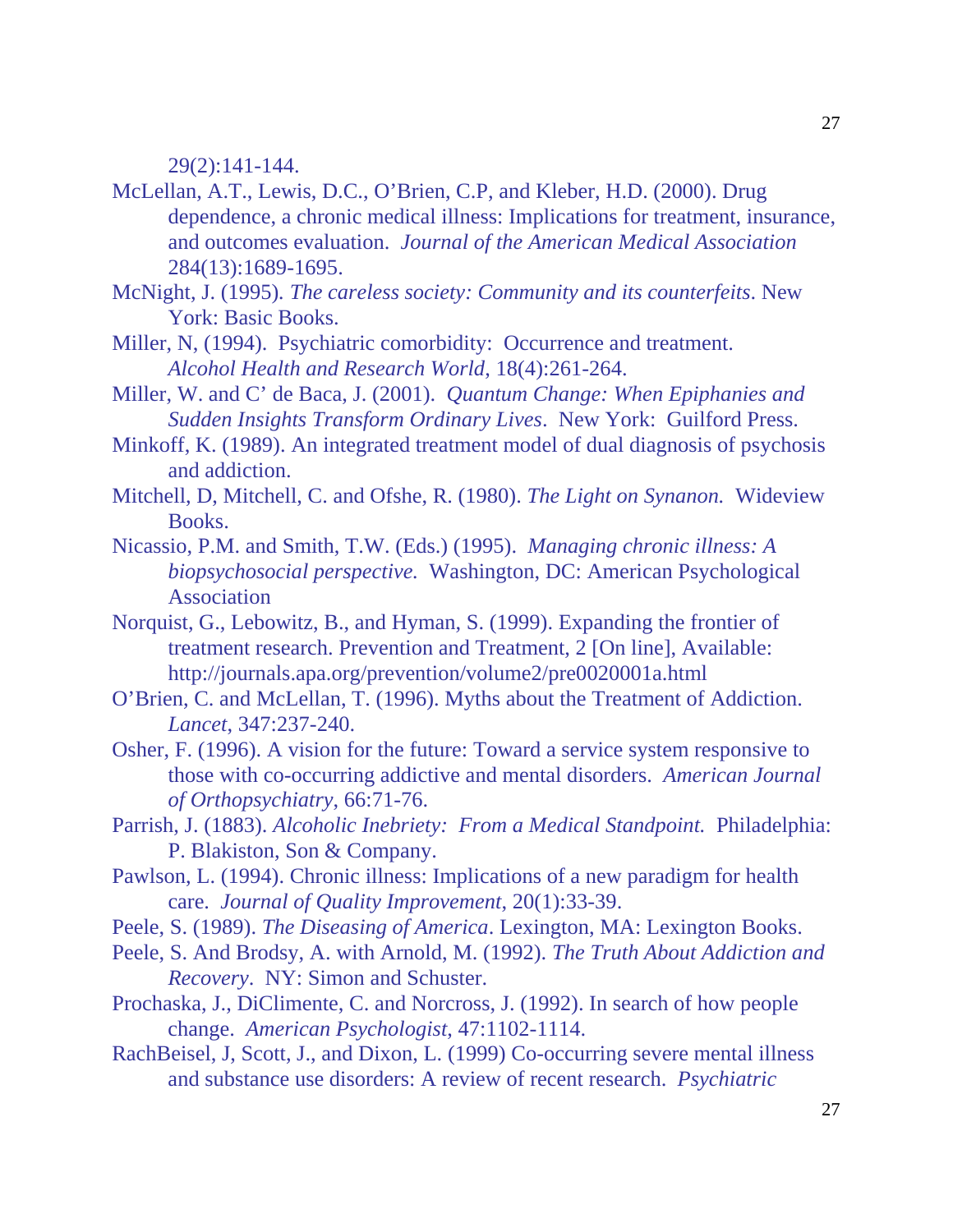29(2):141-144.

McLellan, A.T., Lewis, D.C., O'Brien, C.P, and Kleber, H.D. (2000). Drug dependence, a chronic medical illness: Implications for treatment, insurance, and outcomes evaluation. *Journal of the American Medical Association* 284(13):1689-1695.

McNight, J. (1995). *The careless society: Community and its counterfeits*. New York: Basic Books.

Miller, N, (1994). Psychiatric comorbidity: Occurrence and treatment. *Alcohol Health and Research World*, 18(4):261-264.

Miller, W. and C' de Baca, J. (2001). *Quantum Change: When Epiphanies and Sudden Insights Transform Ordinary Lives*. New York: Guilford Press.

Minkoff, K. (1989). An integrated treatment model of dual diagnosis of psychosis and addiction.

Mitchell, D, Mitchell, C. and Ofshe, R. (1980). *The Light on Synanon.* Wideview Books.

Nicassio, P.M. and Smith, T.W. (Eds.) (1995). *Managing chronic illness: A biopsychosocial perspective.* Washington, DC: American Psychological Association

Norquist, G., Lebowitz, B., and Hyman, S. (1999). Expanding the frontier of treatment research. Prevention and Treatment, 2 [On line], Available: http://journals.apa.org/prevention/volume2/pre0020001a.html

O'Brien, C. and McLellan, T. (1996). Myths about the Treatment of Addiction. *Lancet*, 347:237-240.

Osher, F. (1996). A vision for the future: Toward a service system responsive to those with co-occurring addictive and mental disorders. *American Journal of Orthopsychiatry*, 66:71-76.

Parrish, J. (1883). *Alcoholic Inebriety: From a Medical Standpoint.* Philadelphia: P. Blakiston, Son & Company.

Pawlson, L. (1994). Chronic illness: Implications of a new paradigm for health care. *Journal of Quality Improvement*, 20(1):33-39.

Peele, S. (1989). *The Diseasing of America*. Lexington, MA: Lexington Books.

Peele, S. And Brodsy, A. with Arnold, M. (1992). *The Truth About Addiction and Recovery*. NY: Simon and Schuster.

Prochaska, J., DiClimente, C. and Norcross, J. (1992). In search of how people change. *American Psychologist*, 47:1102-1114.

RachBeisel, J, Scott, J., and Dixon, L. (1999) Co-occurring severe mental illness and substance use disorders: A review of recent research. *Psychiatric*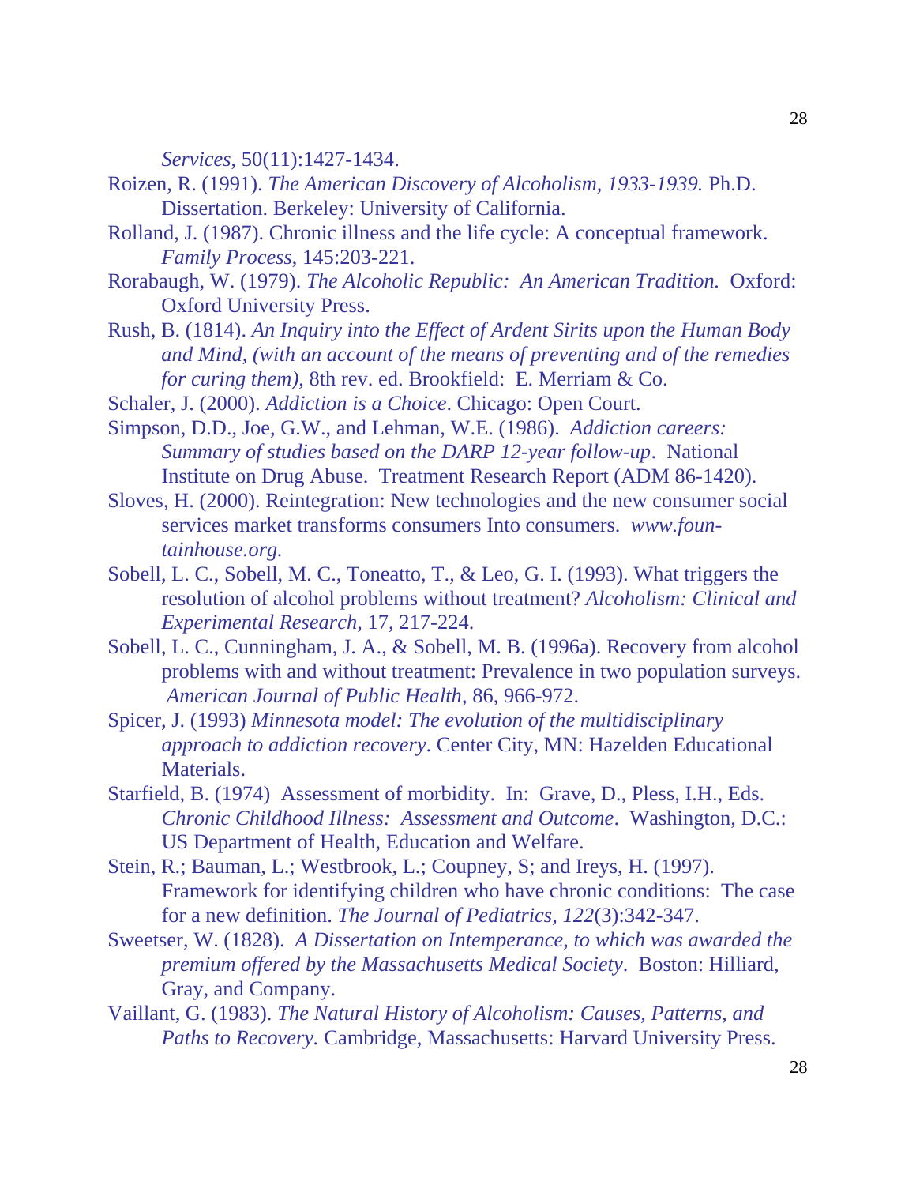*Services*, 50(11):1427-1434.

Roizen, R. (1991). *The American Discovery of Alcoholism, 1933-1939.* Ph.D. Dissertation. Berkeley: University of California.

Rolland, J. (1987). Chronic illness and the life cycle: A conceptual framework. *Family Process*, 145:203-221.

Rorabaugh, W. (1979). *The Alcoholic Republic: An American Tradition.* Oxford: Oxford University Press.

Rush, B. (1814). *An Inquiry into the Effect of Ardent Sirits upon the Human Body and Mind, (with an account of the means of preventing and of the remedies for curing them)*, 8th rev. ed. Brookfield: E. Merriam & Co.

Schaler, J. (2000). *Addiction is a Choice*. Chicago: Open Court.

Simpson, D.D., Joe, G.W., and Lehman, W.E. (1986). *Addiction careers: Summary of studies based on the DARP 12-year follow-up*. National Institute on Drug Abuse. Treatment Research Report (ADM 86-1420).

Sloves, H. (2000). Reintegration: New technologies and the new consumer social services market transforms consumers Into consumers. *www.fountainhouse.org.*

Sobell, L. C., Sobell, M. C., Toneatto, T., & Leo, G. I. (1993). What triggers the resolution of alcohol problems without treatment? *Alcoholism: Clinical and Experimental Research*, 17, 217-224.

Sobell, L. C., Cunningham, J. A., & Sobell, M. B. (1996a). Recovery from alcohol problems with and without treatment: Prevalence in two population surveys. *American Journal of Public Health*, 86, 966-972.

Spicer, J. (1993) *Minnesota model: The evolution of the multidisciplinary approach to addiction recovery*. Center City, MN: Hazelden Educational Materials.

Starfield, B. (1974) Assessment of morbidity. In: Grave, D., Pless, I.H., Eds. *Chronic Childhood Illness: Assessment and Outcome*. Washington, D.C.: US Department of Health, Education and Welfare.

Stein, R.; Bauman, L.; Westbrook, L.; Coupney, S; and Ireys, H. (1997). Framework for identifying children who have chronic conditions: The case for a new definition. *The Journal of Pediatrics, 122*(3):342-347.

Sweetser, W. (1828). *A Dissertation on Intemperance, to which was awarded the premium offered by the Massachusetts Medical Society*. Boston: Hilliard, Gray, and Company.

Vaillant, G. (1983). *The Natural History of Alcoholism: Causes, Patterns, and Paths to Recovery.* Cambridge, Massachusetts: Harvard University Press.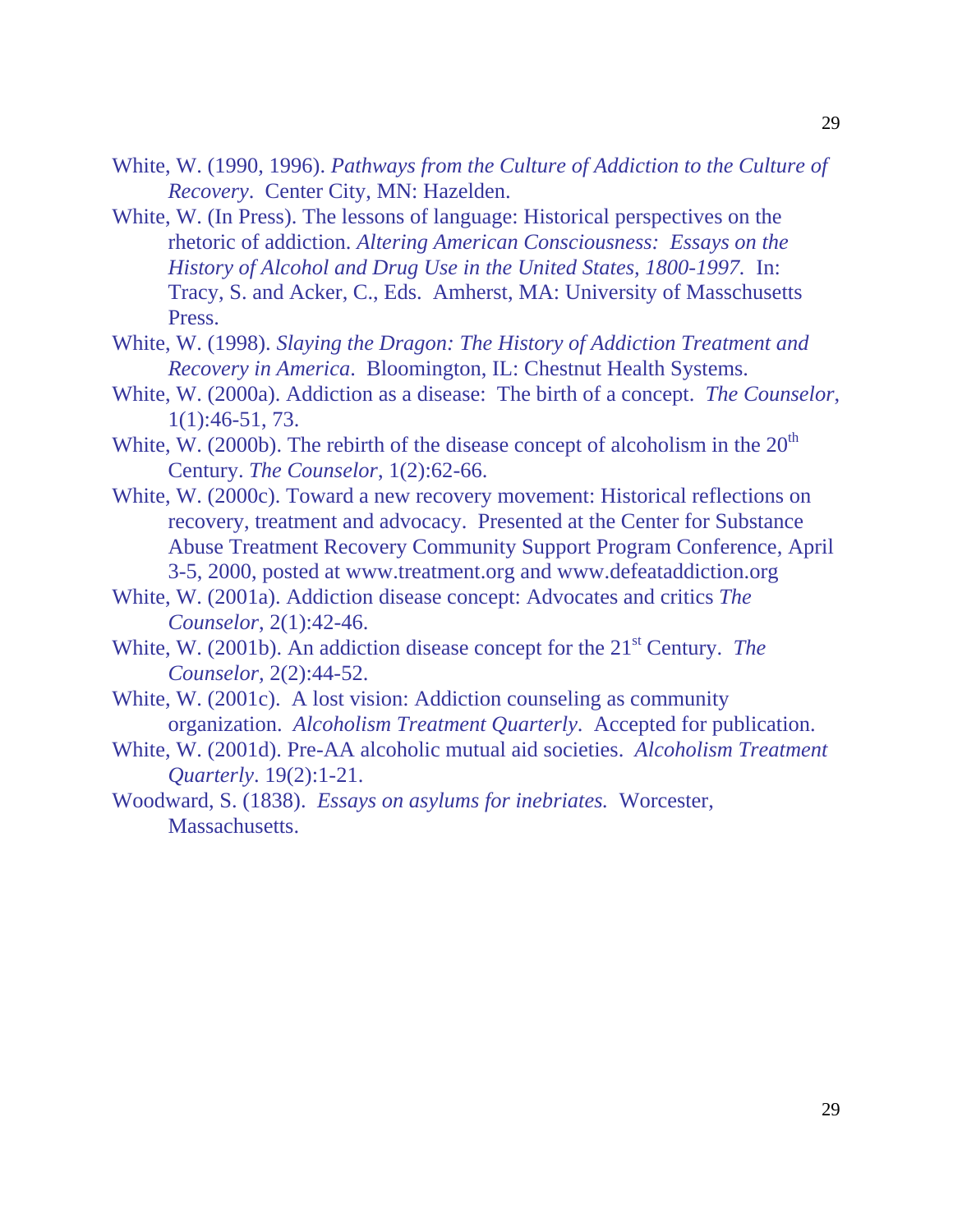White, W. (1990, 1996). *Pathways from the Culture of Addiction to the Culture of Recovery*. Center City, MN: Hazelden.

White, W. (In Press). The lessons of language: Historical perspectives on the rhetoric of addiction. *Altering American Consciousness: Essays on the History of Alcohol and Drug Use in the United States, 1800-1997.* In: Tracy, S. and Acker, C., Eds. Amherst, MA: University of Masschusetts Press.

White, W. (1998). *Slaying the Dragon: The History of Addiction Treatment and Recovery in America*. Bloomington, IL: Chestnut Health Systems.

White, W. (2000a). Addiction as a disease: The birth of a concept. *The Counselor*, 1(1):46-51, 73.

White, W. (2000b). The rebirth of the disease concept of alcoholism in the 20th Century. *The Counselor*, 1(2):62-66.

White, W. (2000c). Toward a new recovery movement: Historical reflections on recovery, treatment and advocacy. Presented at the Center for Substance Abuse Treatment Recovery Community Support Program Conference, April 3-5, 2000, posted at www.treatment.org and www.defeataddiction.org

White, W. (2001a). Addiction disease concept: Advocates and critics *The Counselor*, 2(1):42-46.

White, W. (2001b). An addiction disease concept for the 21st Century. *The Counselor*, 2(2):44-52.

White, W. (2001c). A lost vision: Addiction counseling as community organization. *Alcoholism Treatment Quarterly.* Accepted for publication.

White, W. (2001d). Pre-AA alcoholic mutual aid societies. *Alcoholism Treatment Quarterly*. 19(2):1-21.

Woodward, S. (1838). *Essays on asylums for inebriates.* Worcester, Massachusetts.